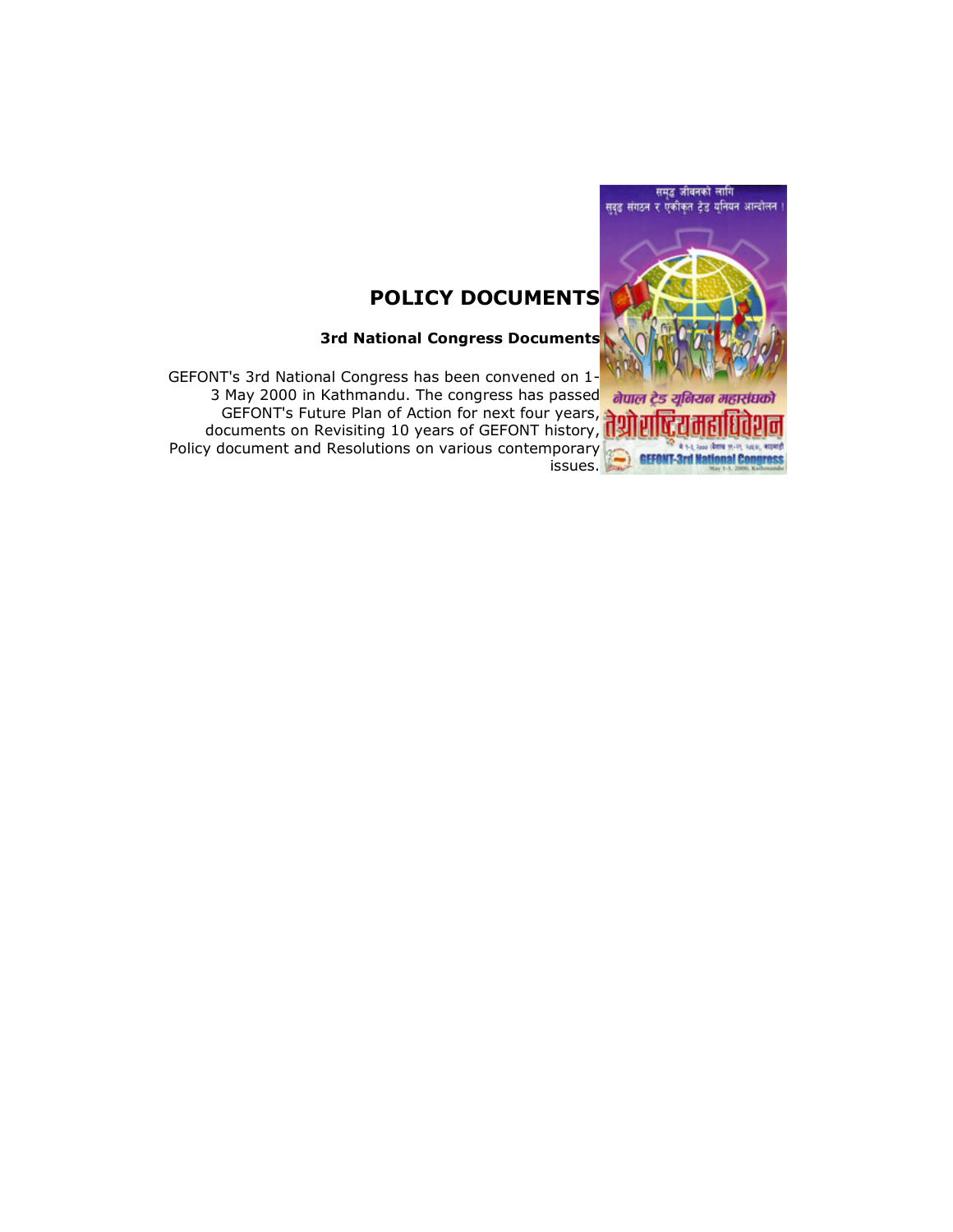# POLICY DOCUMENTS

**3rd National Congress Documents**

GEFONT's 3rd National Congress has been convened on 1-3 May 2000 in Kathmandu. The congress has passed GEFONT's Future Plan of Action for next four years, documents on Revisiting 10 years of GEFONT history, Policy document and Resolutions on various contemporary issues.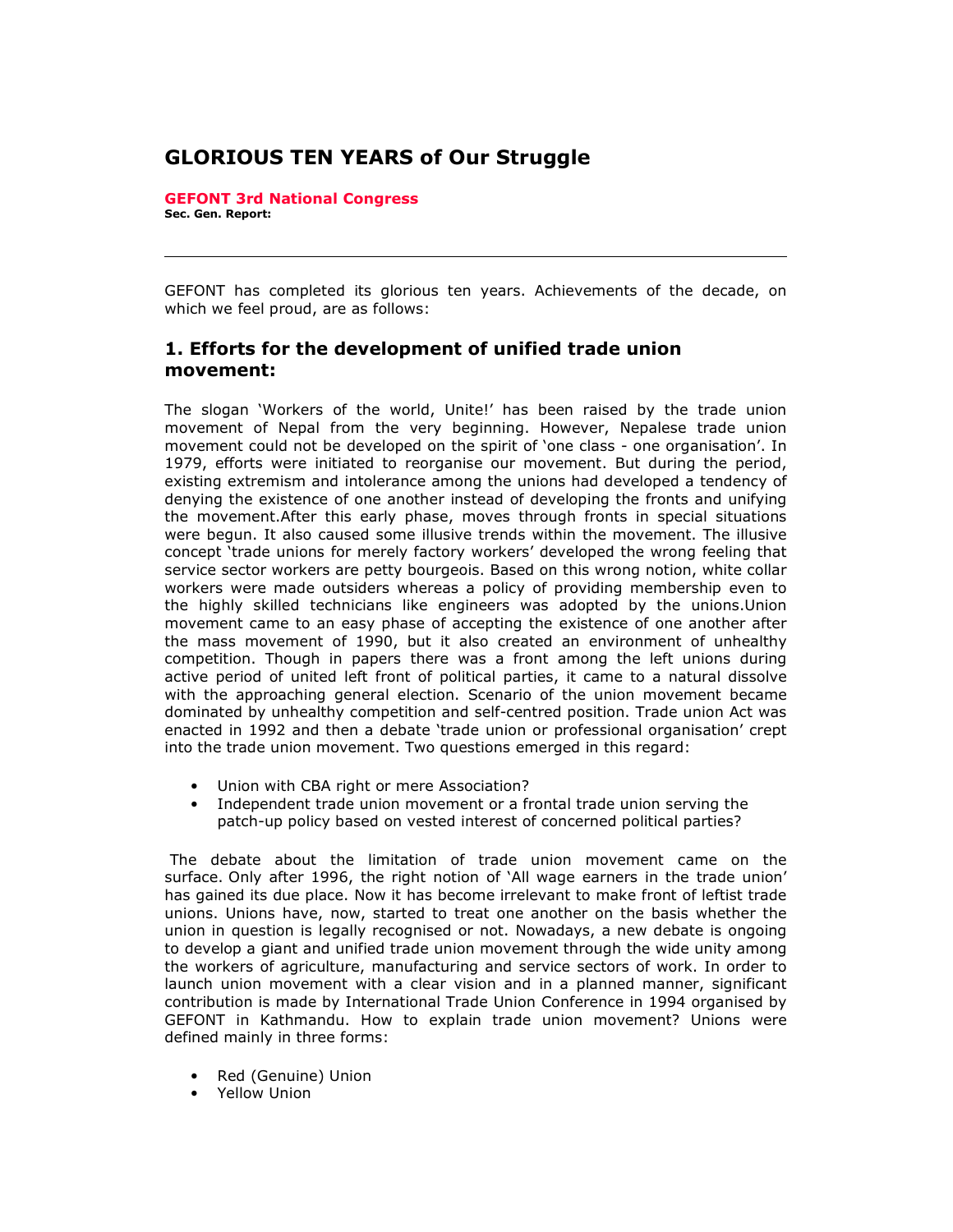# GLORIOUS TEN YEARS of Our Struggle

**GEFONT 3rd National Congress**
**Sec. Gen. Report:**

---

GEFONT has completed its glorious ten years. Achievements of the decade, on which we feel proud, are as follows:

## 1. Efforts for the development of unified trade union movement:

The slogan 'Workers of the world, Unite!' has been raised by the trade union movement of Nepal from the very beginning. However, Nepalese trade union movement could not be developed on the spirit of 'one class - one organisation'. In 1979, efforts were initiated to reorganise our movement. But during the period, existing extremism and intolerance among the unions had developed a tendency of denying the existence of one another instead of developing the fronts and unifying the movement.After this early phase, moves through fronts in special situations were begun. It also caused some illusive trends within the movement. The illusive concept 'trade unions for merely factory workers' developed the wrong feeling that service sector workers are petty bourgeois. Based on this wrong notion, white collar workers were made outsiders whereas a policy of providing membership even to the highly skilled technicians like engineers was adopted by the unions.Union movement came to an easy phase of accepting the existence of one another after the mass movement of 1990, but it also created an environment of unhealthy competition. Though in papers there was a front among the left unions during active period of united left front of political parties, it came to a natural dissolve with the approaching general election. Scenario of the union movement became dominated by unhealthy competition and self-centred position. Trade union Act was enacted in 1992 and then a debate 'trade union or professional organisation' crept into the trade union movement. Two questions emerged in this regard:

- Union with CBA right or mere Association?
- Independent trade union movement or a frontal trade union serving the patch-up policy based on vested interest of concerned political parties?

The debate about the limitation of trade union movement came on the surface. Only after 1996, the right notion of 'All wage earners in the trade union' has gained its due place. Now it has become irrelevant to make front of leftist trade unions. Unions have, now, started to treat one another on the basis whether the union in question is legally recognised or not. Nowadays, a new debate is ongoing to develop a giant and unified trade union movement through the wide unity among the workers of agriculture, manufacturing and service sectors of work. In order to launch union movement with a clear vision and in a planned manner, significant contribution is made by International Trade Union Conference in 1994 organised by GEFONT in Kathmandu. How to explain trade union movement? Unions were defined mainly in three forms:

- Red (Genuine) Union
- Yellow Union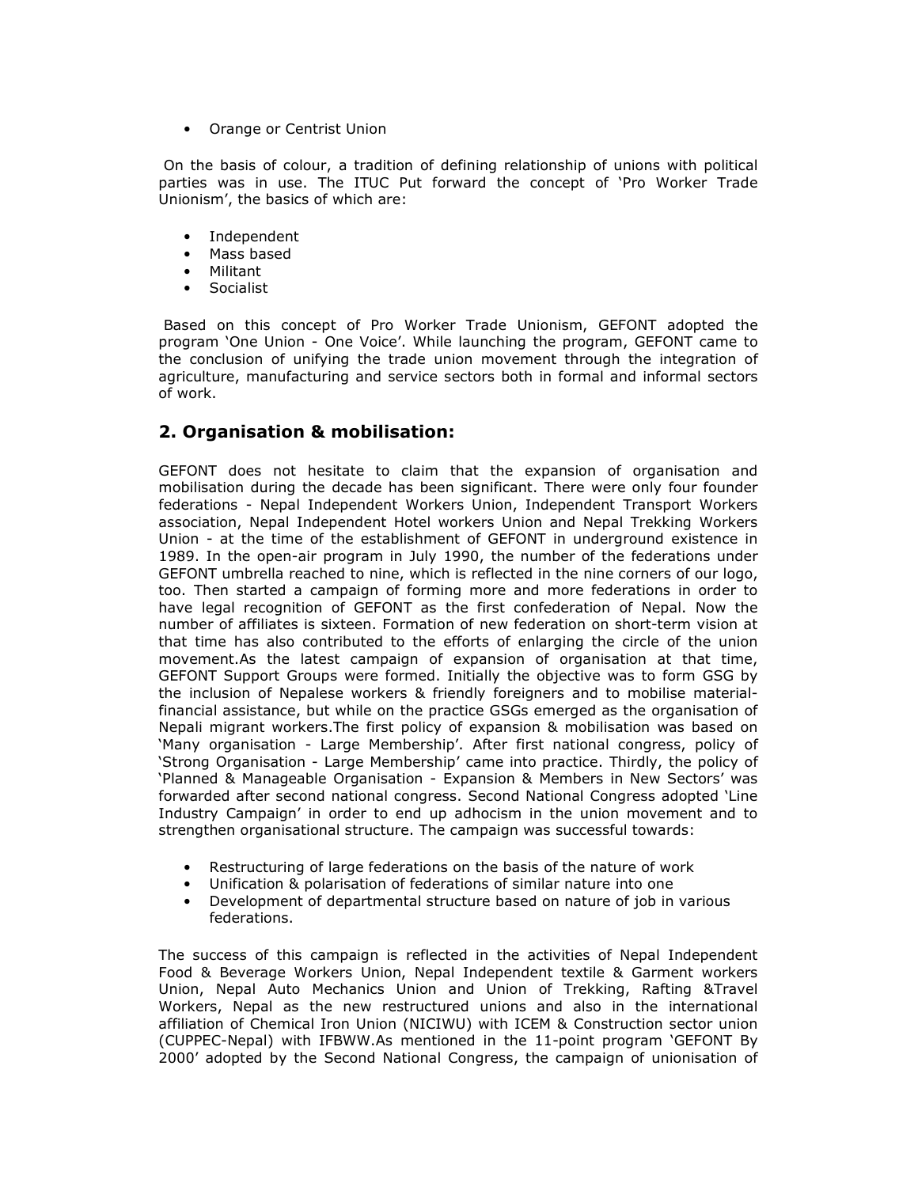- Orange or Centrist Union

On the basis of colour, a tradition of defining relationship of unions with political parties was in use. The ITUC Put forward the concept of 'Pro Worker Trade Unionism', the basics of which are:

- Independent
- Mass based
- Militant
- Socialist

Based on this concept of Pro Worker Trade Unionism, GEFONT adopted the program 'One Union - One Voice'. While launching the program, GEFONT came to the conclusion of unifying the trade union movement through the integration of agriculture, manufacturing and service sectors both in formal and informal sectors of work.

## 2. Organisation & mobilisation:

GEFONT does not hesitate to claim that the expansion of organisation and mobilisation during the decade has been significant. There were only four founder federations - Nepal Independent Workers Union, Independent Transport Workers association, Nepal Independent Hotel workers Union and Nepal Trekking Workers Union - at the time of the establishment of GEFONT in underground existence in 1989. In the open-air program in July 1990, the number of the federations under GEFONT umbrella reached to nine, which is reflected in the nine corners of our logo, too. Then started a campaign of forming more and more federations in order to have legal recognition of GEFONT as the first confederation of Nepal. Now the number of affiliates is sixteen. Formation of new federation on short-term vision at that time has also contributed to the efforts of enlarging the circle of the union movement.As the latest campaign of expansion of organisation at that time, GEFONT Support Groups were formed. Initially the objective was to form GSG by the inclusion of Nepalese workers & friendly foreigners and to mobilise material-financial assistance, but while on the practice GSGs emerged as the organisation of Nepali migrant workers.The first policy of expansion & mobilisation was based on 'Many organisation - Large Membership'. After first national congress, policy of 'Strong Organisation - Large Membership' came into practice. Thirdly, the policy of 'Planned & Manageable Organisation - Expansion & Members in New Sectors' was forwarded after second national congress. Second National Congress adopted 'Line Industry Campaign' in order to end up adhocism in the union movement and to strengthen organisational structure. The campaign was successful towards:

- Restructuring of large federations on the basis of the nature of work
- Unification & polarisation of federations of similar nature into one
- Development of departmental structure based on nature of job in various federations.

The success of this campaign is reflected in the activities of Nepal Independent Food & Beverage Workers Union, Nepal Independent textile & Garment workers Union, Nepal Auto Mechanics Union and Union of Trekking, Rafting &Travel Workers, Nepal as the new restructured unions and also in the international affiliation of Chemical Iron Union (NICIWU) with ICEM & Construction sector union (CUPPEC-Nepal) with IFBWW.As mentioned in the 11-point program 'GEFONT By 2000' adopted by the Second National Congress, the campaign of unionisation of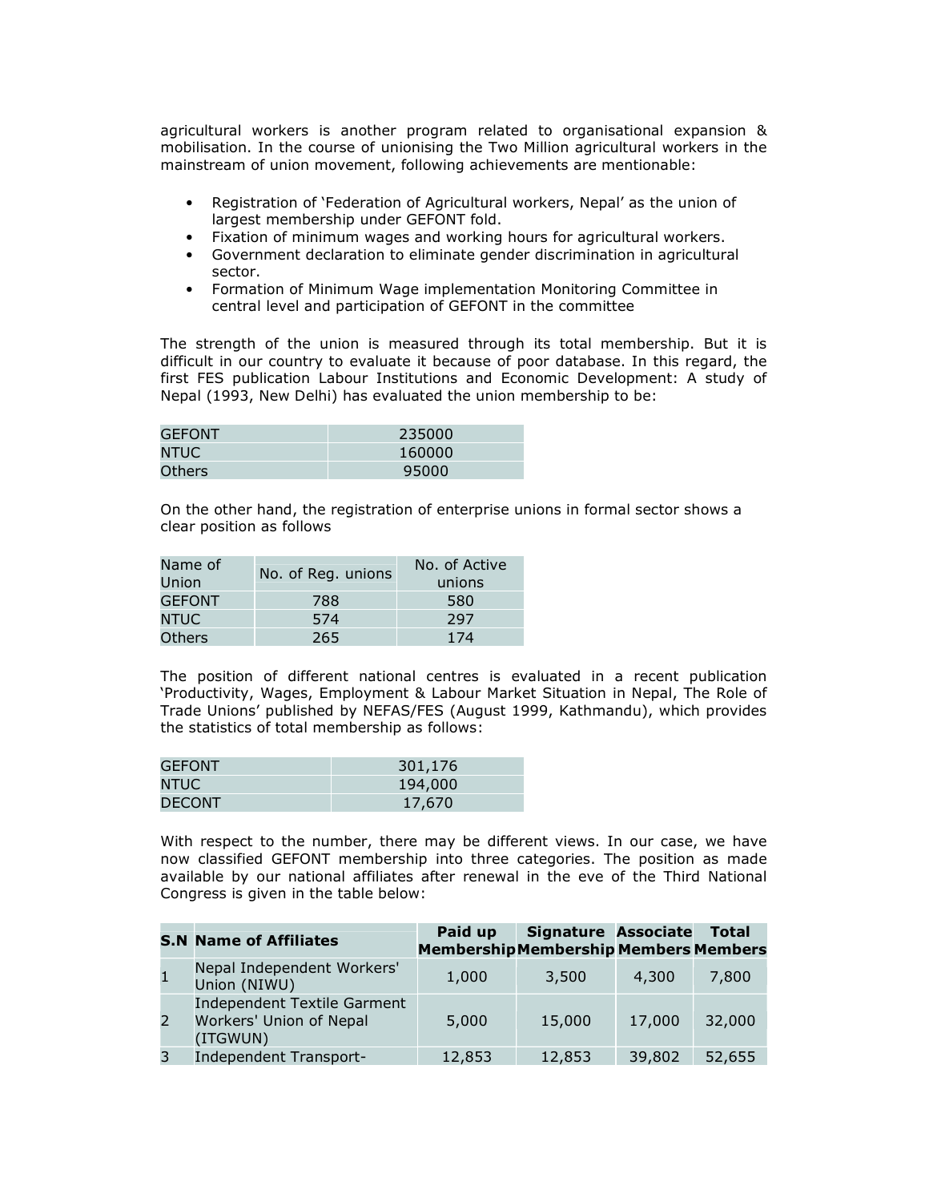agricultural workers is another program related to organisational expansion & mobilisation. In the course of unionising the Two Million agricultural workers in the mainstream of union movement, following achievements are mentionable:

- Registration of 'Federation of Agricultural workers, Nepal' as the union of largest membership under GEFONT fold.
- Fixation of minimum wages and working hours for agricultural workers.
- Government declaration to eliminate gender discrimination in agricultural sector.
- Formation of Minimum Wage implementation Monitoring Committee in central level and participation of GEFONT in the committee

The strength of the union is measured through its total membership. But it is difficult in our country to evaluate it because of poor database. In this regard, the first FES publication Labour Institutions and Economic Development: A study of Nepal (1993, New Delhi) has evaluated the union membership to be:

| | |
|---|---|
| GEFONT | 235000 |
| NTUC | 160000 |
| Others | 95000 |

On the other hand, the registration of enterprise unions in formal sector shows a clear position as follows

| Name of Union | No. of Reg. unions | No. of Active unions |
|---|---|---|
| GEFONT | 788 | 580 |
| NTUC | 574 | 297 |
| Others | 265 | 174 |

The position of different national centres is evaluated in a recent publication 'Productivity, Wages, Employment & Labour Market Situation in Nepal, The Role of Trade Unions' published by NEFAS/FES (August 1999, Kathmandu), which provides the statistics of total membership as follows:

| | |
|---|---|
| GEFONT | 301,176 |
| NTUC | 194,000 |
| DECONT | 17,670 |

With respect to the number, there may be different views. In our case, we have now classified GEFONT membership into three categories. The position as made available by our national affiliates after renewal in the eve of the Third National Congress is given in the table below:

| S.N | Name of Affiliates | Paid up Membership | Signature Membership | Associate Members | Total Members |
|---|---|---|---|---|---|
| 1 | Nepal Independent Workers' Union (NIWU) | 1,000 | 3,500 | 4,300 | 7,800 |
| 2 | Independent Textile Garment Workers' Union of Nepal (ITGWUN) | 5,000 | 15,000 | 17,000 | 32,000 |
| 3 | Independent Transport- | 12,853 | 12,853 | 39,802 | 52,655 |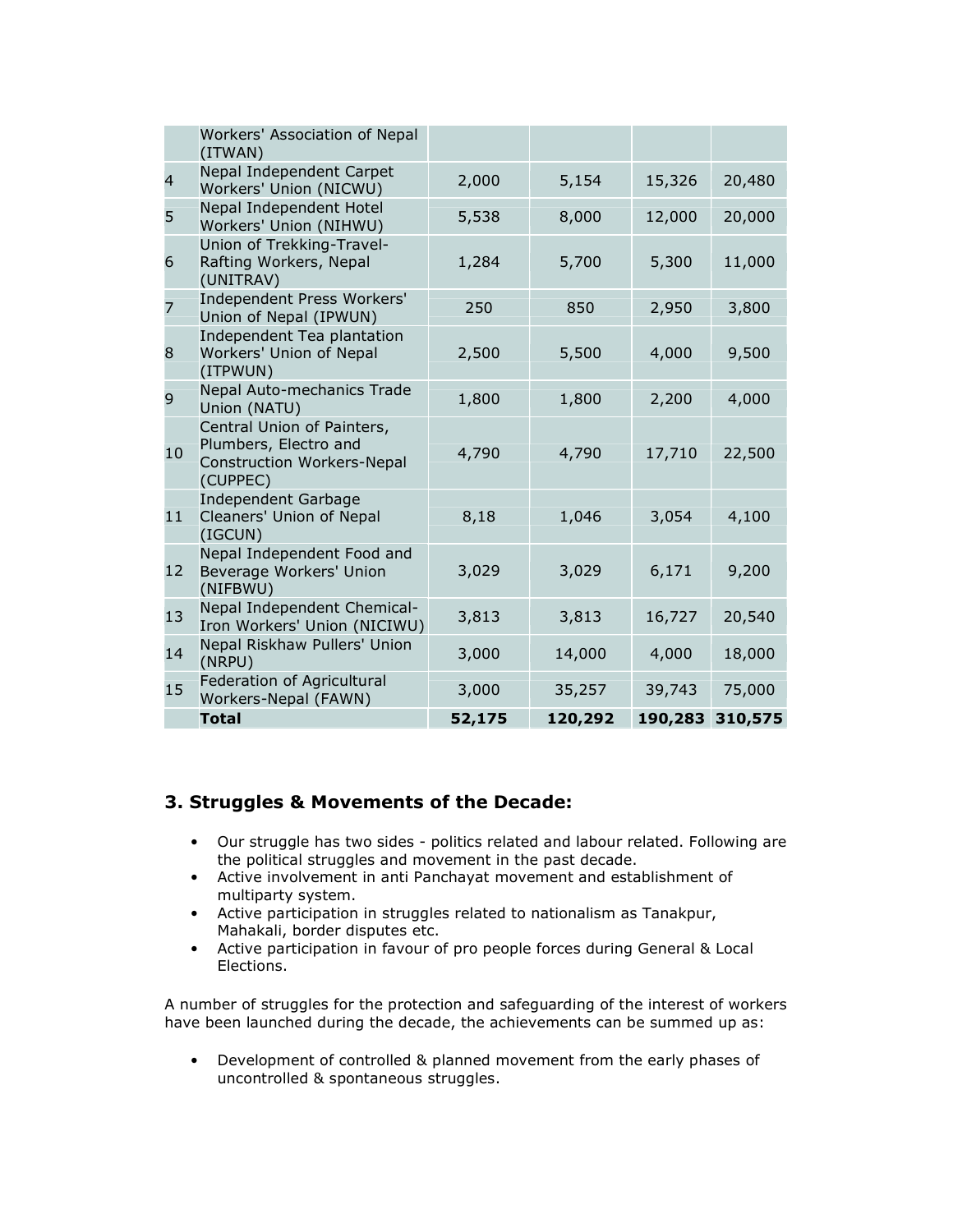| | | | | | |
|---|---|---|---|---|---|
| | Workers' Association of Nepal (ITWAN) | | | | |
| 4 | Nepal Independent Carpet Workers' Union (NICWU) | 2,000 | 5,154 | 15,326 | 20,480 |
| 5 | Nepal Independent Hotel Workers' Union (NIHWU) | 5,538 | 8,000 | 12,000 | 20,000 |
| 6 | Union of Trekking-Travel-Rafting Workers, Nepal (UNITRAV) | 1,284 | 5,700 | 5,300 | 11,000 |
| 7 | Independent Press Workers' Union of Nepal (IPWUN) | 250 | 850 | 2,950 | 3,800 |
| 8 | Independent Tea plantation Workers' Union of Nepal (ITPWUN) | 2,500 | 5,500 | 4,000 | 9,500 |
| 9 | Nepal Auto-mechanics Trade Union (NATU) | 1,800 | 1,800 | 2,200 | 4,000 |
| 10 | Central Union of Painters, Plumbers, Electro and Construction Workers-Nepal (CUPPEC) | 4,790 | 4,790 | 17,710 | 22,500 |
| 11 | Independent Garbage Cleaners' Union of Nepal (IGCUN) | 8,18 | 1,046 | 3,054 | 4,100 |
| 12 | Nepal Independent Food and Beverage Workers' Union (NIFBWU) | 3,029 | 3,029 | 6,171 | 9,200 |
| 13 | Nepal Independent Chemical-Iron Workers' Union (NICIWU) | 3,813 | 3,813 | 16,727 | 20,540 |
| 14 | Nepal Riskhaw Pullers' Union (NRPU) | 3,000 | 14,000 | 4,000 | 18,000 |
| 15 | Federation of Agricultural Workers-Nepal (FAWN) | 3,000 | 35,257 | 39,743 | 75,000 |
| | **Total** | **52,175** | **120,292** | **190,283** | **310,575** |

## 3. Struggles & Movements of the Decade:

- Our struggle has two sides - politics related and labour related. Following are the political struggles and movement in the past decade.
- Active involvement in anti Panchayat movement and establishment of multiparty system.
- Active participation in struggles related to nationalism as Tanakpur, Mahakali, border disputes etc.
- Active participation in favour of pro people forces during General & Local Elections.

A number of struggles for the protection and safeguarding of the interest of workers have been launched during the decade, the achievements can be summed up as:

- Development of controlled & planned movement from the early phases of uncontrolled & spontaneous struggles.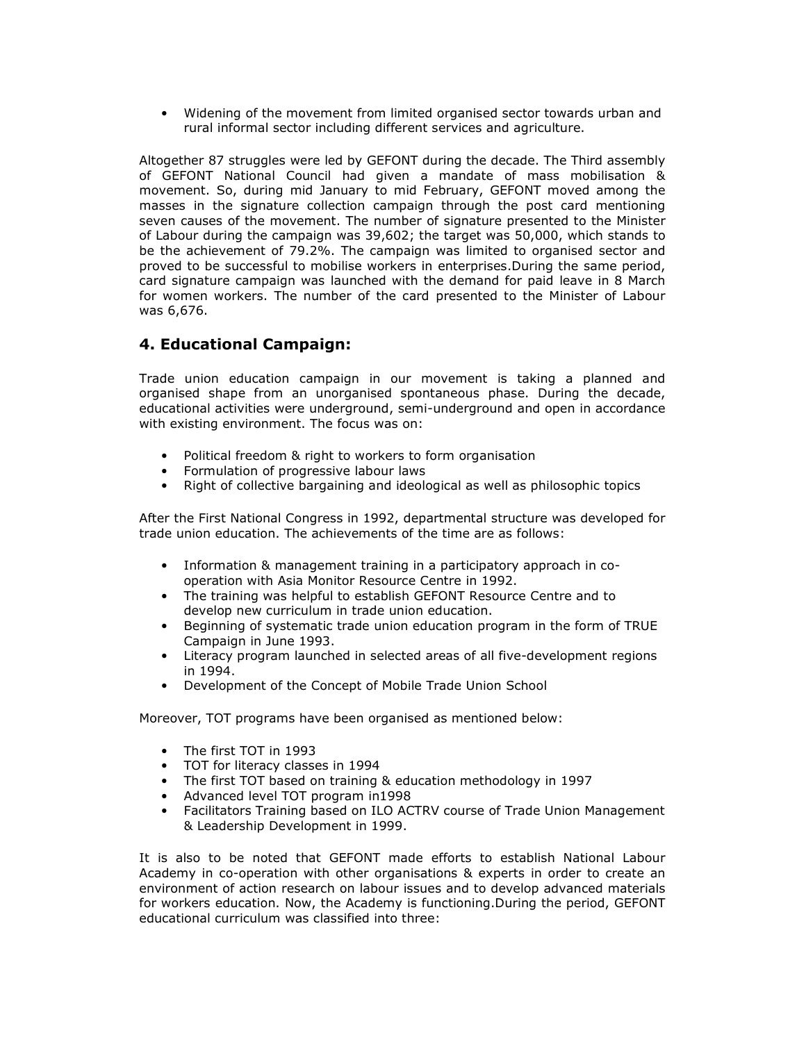- Widening of the movement from limited organised sector towards urban and rural informal sector including different services and agriculture.

Altogether 87 struggles were led by GEFONT during the decade. The Third assembly of GEFONT National Council had given a mandate of mass mobilisation & movement. So, during mid January to mid February, GEFONT moved among the masses in the signature collection campaign through the post card mentioning seven causes of the movement. The number of signature presented to the Minister of Labour during the campaign was 39,602; the target was 50,000, which stands to be the achievement of 79.2%. The campaign was limited to organised sector and proved to be successful to mobilise workers in enterprises.During the same period, card signature campaign was launched with the demand for paid leave in 8 March for women workers. The number of the card presented to the Minister of Labour was 6,676.

## 4. Educational Campaign:

Trade union education campaign in our movement is taking a planned and organised shape from an unorganised spontaneous phase. During the decade, educational activities were underground, semi-underground and open in accordance with existing environment. The focus was on:

- Political freedom & right to workers to form organisation
- Formulation of progressive labour laws
- Right of collective bargaining and ideological as well as philosophic topics

After the First National Congress in 1992, departmental structure was developed for trade union education. The achievements of the time are as follows:

- Information & management training in a participatory approach in co-operation with Asia Monitor Resource Centre in 1992.
- The training was helpful to establish GEFONT Resource Centre and to develop new curriculum in trade union education.
- Beginning of systematic trade union education program in the form of TRUE Campaign in June 1993.
- Literacy program launched in selected areas of all five-development regions in 1994.
- Development of the Concept of Mobile Trade Union School

Moreover, TOT programs have been organised as mentioned below:

- The first TOT in 1993
- TOT for literacy classes in 1994
- The first TOT based on training & education methodology in 1997
- Advanced level TOT program in1998
- Facilitators Training based on ILO ACTRV course of Trade Union Management & Leadership Development in 1999.

It is also to be noted that GEFONT made efforts to establish National Labour Academy in co-operation with other organisations & experts in order to create an environment of action research on labour issues and to develop advanced materials for workers education. Now, the Academy is functioning.During the period, GEFONT educational curriculum was classified into three: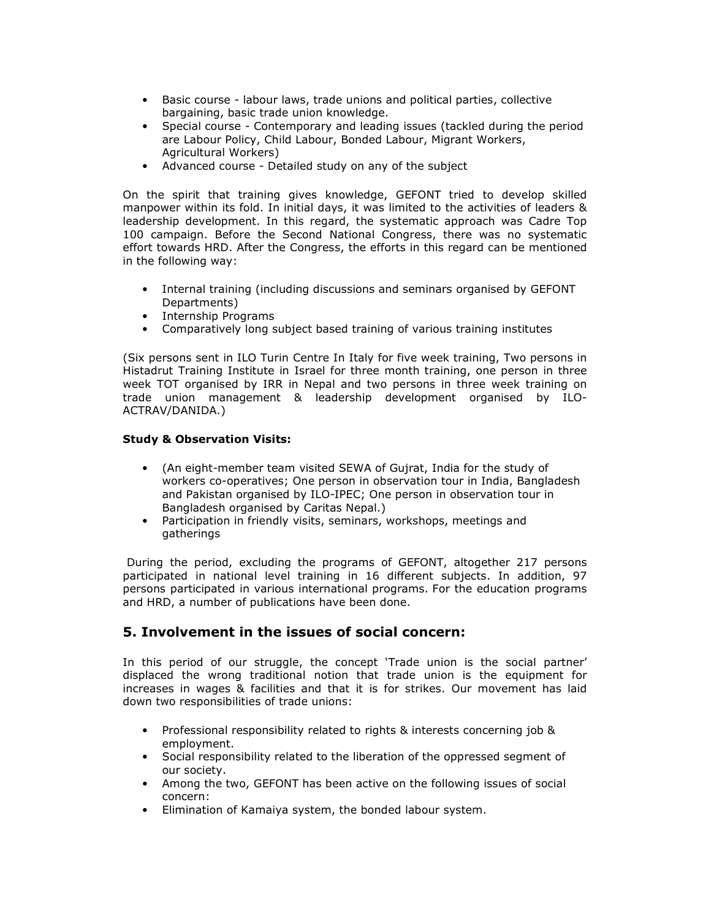- Basic course - labour laws, trade unions and political parties, collective bargaining, basic trade union knowledge.
- Special course - Contemporary and leading issues (tackled during the period are Labour Policy, Child Labour, Bonded Labour, Migrant Workers, Agricultural Workers)
- Advanced course - Detailed study on any of the subject

On the spirit that training gives knowledge, GEFONT tried to develop skilled manpower within its fold. In initial days, it was limited to the activities of leaders & leadership development. In this regard, the systematic approach was Cadre Top 100 campaign. Before the Second National Congress, there was no systematic effort towards HRD. After the Congress, the efforts in this regard can be mentioned in the following way:

- Internal training (including discussions and seminars organised by GEFONT Departments)
- Internship Programs
- Comparatively long subject based training of various training institutes

(Six persons sent in ILO Turin Centre In Italy for five week training, Two persons in Histadrut Training Institute in Israel for three month training, one person in three week TOT organised by IRR in Nepal and two persons in three week training on trade union management & leadership development organised by ILO-ACTRAV/DANIDA.)

**Study & Observation Visits:**

- (An eight-member team visited SEWA of Gujrat, India for the study of workers co-operatives; One person in observation tour in India, Bangladesh and Pakistan organised by ILO-IPEC; One person in observation tour in Bangladesh organised by Caritas Nepal.)
- Participation in friendly visits, seminars, workshops, meetings and gatherings

During the period, excluding the programs of GEFONT, altogether 217 persons participated in national level training in 16 different subjects. In addition, 97 persons participated in various international programs. For the education programs and HRD, a number of publications have been done.

## 5. Involvement in the issues of social concern:

In this period of our struggle, the concept 'Trade union is the social partner' displaced the wrong traditional notion that trade union is the equipment for increases in wages & facilities and that it is for strikes. Our movement has laid down two responsibilities of trade unions:

- Professional responsibility related to rights & interests concerning job & employment.
- Social responsibility related to the liberation of the oppressed segment of our society.
- Among the two, GEFONT has been active on the following issues of social concern:
- Elimination of Kamaiya system, the bonded labour system.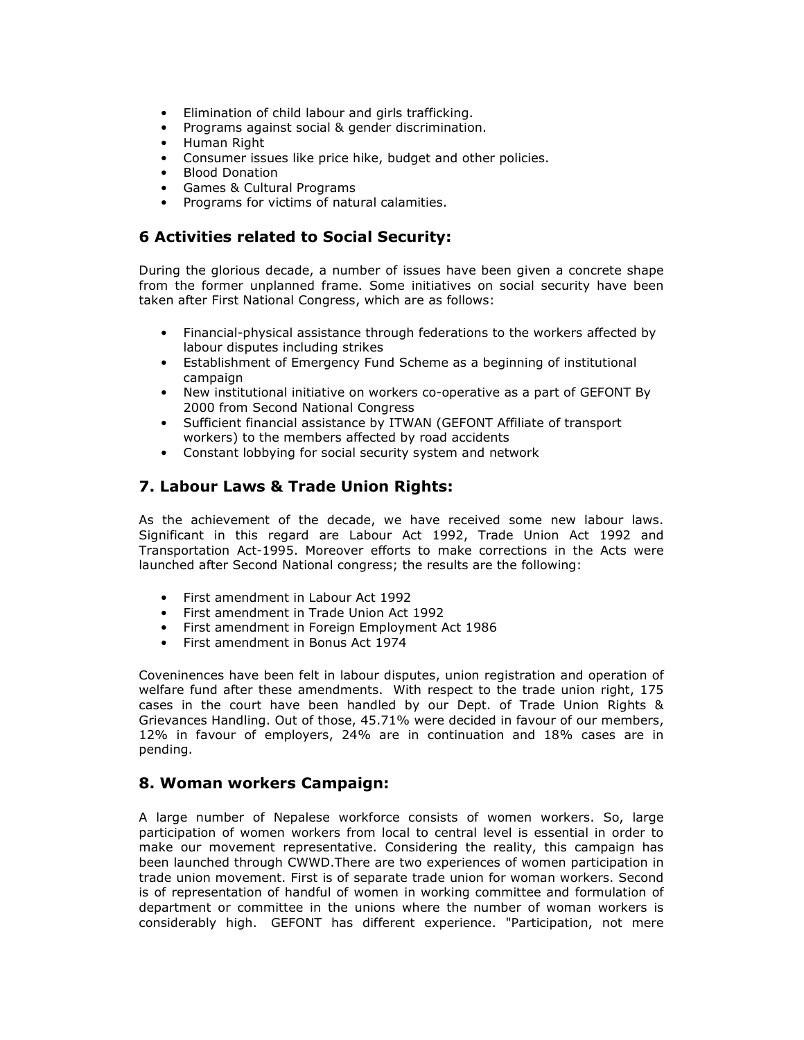- Elimination of child labour and girls trafficking.
- Programs against social & gender discrimination.
- Human Right
- Consumer issues like price hike, budget and other policies.
- Blood Donation
- Games & Cultural Programs
- Programs for victims of natural calamities.

## 6 Activities related to Social Security:

During the glorious decade, a number of issues have been given a concrete shape from the former unplanned frame. Some initiatives on social security have been taken after First National Congress, which are as follows:

- Financial-physical assistance through federations to the workers affected by labour disputes including strikes
- Establishment of Emergency Fund Scheme as a beginning of institutional campaign
- New institutional initiative on workers co-operative as a part of GEFONT By 2000 from Second National Congress
- Sufficient financial assistance by ITWAN (GEFONT Affiliate of transport workers) to the members affected by road accidents
- Constant lobbying for social security system and network

## 7. Labour Laws & Trade Union Rights:

As the achievement of the decade, we have received some new labour laws. Significant in this regard are Labour Act 1992, Trade Union Act 1992 and Transportation Act-1995. Moreover efforts to make corrections in the Acts were launched after Second National congress; the results are the following:

- First amendment in Labour Act 1992
- First amendment in Trade Union Act 1992
- First amendment in Foreign Employment Act 1986
- First amendment in Bonus Act 1974

Coveninences have been felt in labour disputes, union registration and operation of welfare fund after these amendments. With respect to the trade union right, 175 cases in the court have been handled by our Dept. of Trade Union Rights & Grievances Handling. Out of those, 45.71% were decided in favour of our members, 12% in favour of employers, 24% are in continuation and 18% cases are in pending.

## 8. Woman workers Campaign:

A large number of Nepalese workforce consists of women workers. So, large participation of women workers from local to central level is essential in order to make our movement representative. Considering the reality, this campaign has been launched through CWWD.There are two experiences of women participation in trade union movement. First is of separate trade union for woman workers. Second is of representation of handful of women in working committee and formulation of department or committee in the unions where the number of woman workers is considerably high. GEFONT has different experience. "Participation, not mere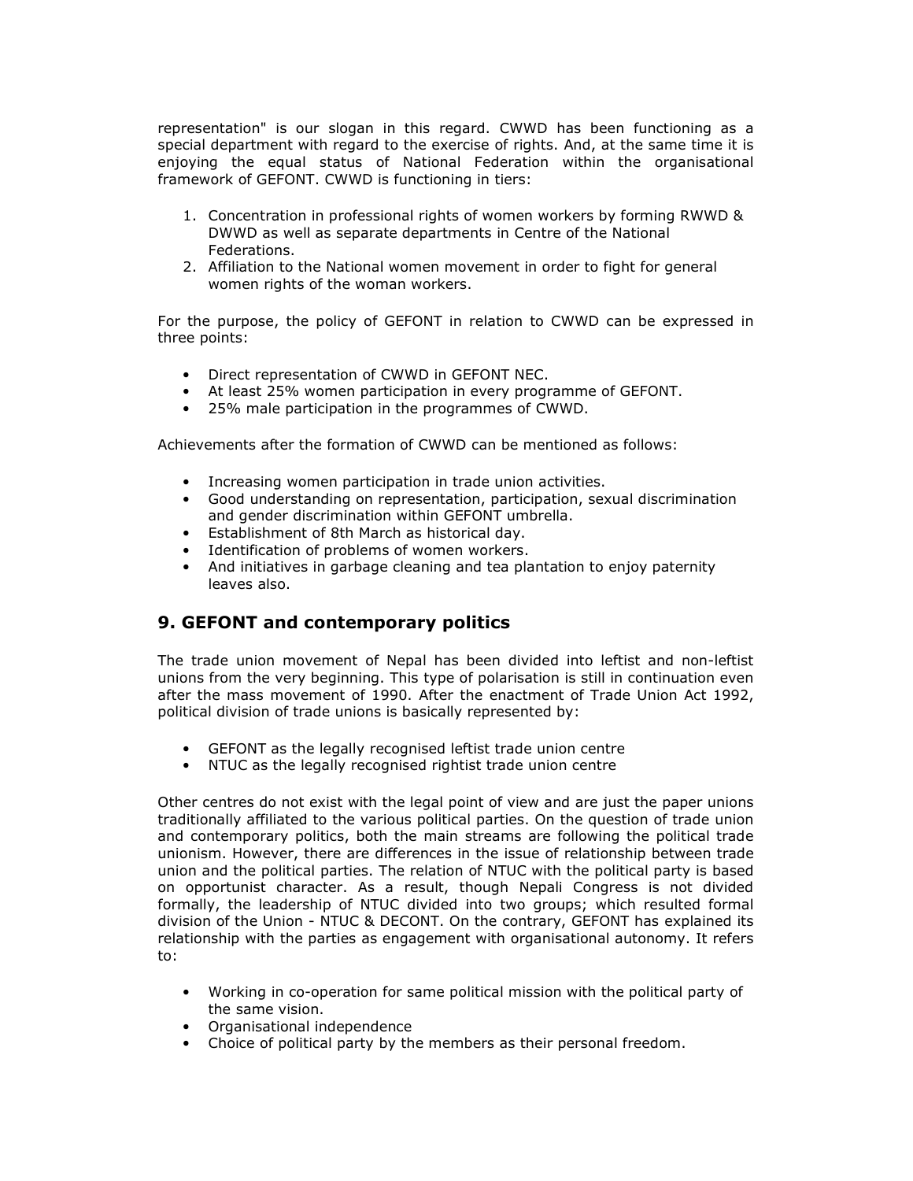representation" is our slogan in this regard. CWWD has been functioning as a special department with regard to the exercise of rights. And, at the same time it is enjoying the equal status of National Federation within the organisational framework of GEFONT. CWWD is functioning in tiers:

1. Concentration in professional rights of women workers by forming RWWD & DWWD as well as separate departments in Centre of the National Federations.
2. Affiliation to the National women movement in order to fight for general women rights of the woman workers.

For the purpose, the policy of GEFONT in relation to CWWD can be expressed in three points:

- Direct representation of CWWD in GEFONT NEC.
- At least 25% women participation in every programme of GEFONT.
- 25% male participation in the programmes of CWWD.

Achievements after the formation of CWWD can be mentioned as follows:

- Increasing women participation in trade union activities.
- Good understanding on representation, participation, sexual discrimination and gender discrimination within GEFONT umbrella.
- Establishment of 8th March as historical day.
- Identification of problems of women workers.
- And initiatives in garbage cleaning and tea plantation to enjoy paternity leaves also.

## 9. GEFONT and contemporary politics

The trade union movement of Nepal has been divided into leftist and non-leftist unions from the very beginning. This type of polarisation is still in continuation even after the mass movement of 1990. After the enactment of Trade Union Act 1992, political division of trade unions is basically represented by:

- GEFONT as the legally recognised leftist trade union centre
- NTUC as the legally recognised rightist trade union centre

Other centres do not exist with the legal point of view and are just the paper unions traditionally affiliated to the various political parties. On the question of trade union and contemporary politics, both the main streams are following the political trade unionism. However, there are differences in the issue of relationship between trade union and the political parties. The relation of NTUC with the political party is based on opportunist character. As a result, though Nepali Congress is not divided formally, the leadership of NTUC divided into two groups; which resulted formal division of the Union - NTUC & DECONT. On the contrary, GEFONT has explained its relationship with the parties as engagement with organisational autonomy. It refers to:

- Working in co-operation for same political mission with the political party of the same vision.
- Organisational independence
- Choice of political party by the members as their personal freedom.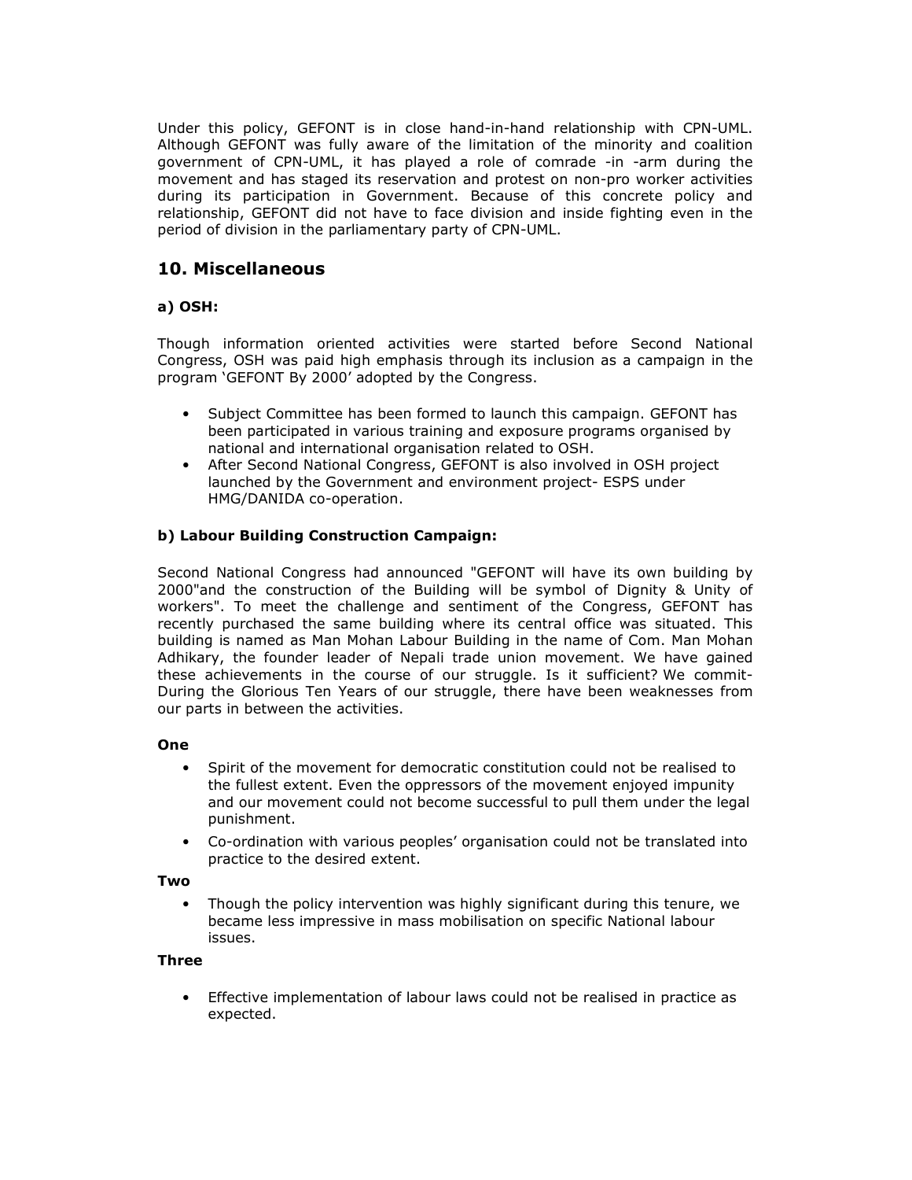Under this policy, GEFONT is in close hand-in-hand relationship with CPN-UML. Although GEFONT was fully aware of the limitation of the minority and coalition government of CPN-UML, it has played a role of comrade -in -arm during the movement and has staged its reservation and protest on non-pro worker activities during its participation in Government. Because of this concrete policy and relationship, GEFONT did not have to face division and inside fighting even in the period of division in the parliamentary party of CPN-UML.

## 10. Miscellaneous

### a) OSH:

Though information oriented activities were started before Second National Congress, OSH was paid high emphasis through its inclusion as a campaign in the program 'GEFONT By 2000' adopted by the Congress.

- Subject Committee has been formed to launch this campaign. GEFONT has been participated in various training and exposure programs organised by national and international organisation related to OSH.
- After Second National Congress, GEFONT is also involved in OSH project launched by the Government and environment project- ESPS under HMG/DANIDA co-operation.

### b) Labour Building Construction Campaign:

Second National Congress had announced "GEFONT will have its own building by 2000"and the construction of the Building will be symbol of Dignity & Unity of workers". To meet the challenge and sentiment of the Congress, GEFONT has recently purchased the same building where its central office was situated. This building is named as Man Mohan Labour Building in the name of Com. Man Mohan Adhikary, the founder leader of Nepali trade union movement. We have gained these achievements in the course of our struggle. Is it sufficient? We commit- During the Glorious Ten Years of our struggle, there have been weaknesses from our parts in between the activities.

**One**

- Spirit of the movement for democratic constitution could not be realised to the fullest extent. Even the oppressors of the movement enjoyed impunity and our movement could not become successful to pull them under the legal punishment.
- Co-ordination with various peoples' organisation could not be translated into practice to the desired extent.

**Two**

- Though the policy intervention was highly significant during this tenure, we became less impressive in mass mobilisation on specific National labour issues.

**Three**

- Effective implementation of labour laws could not be realised in practice as expected.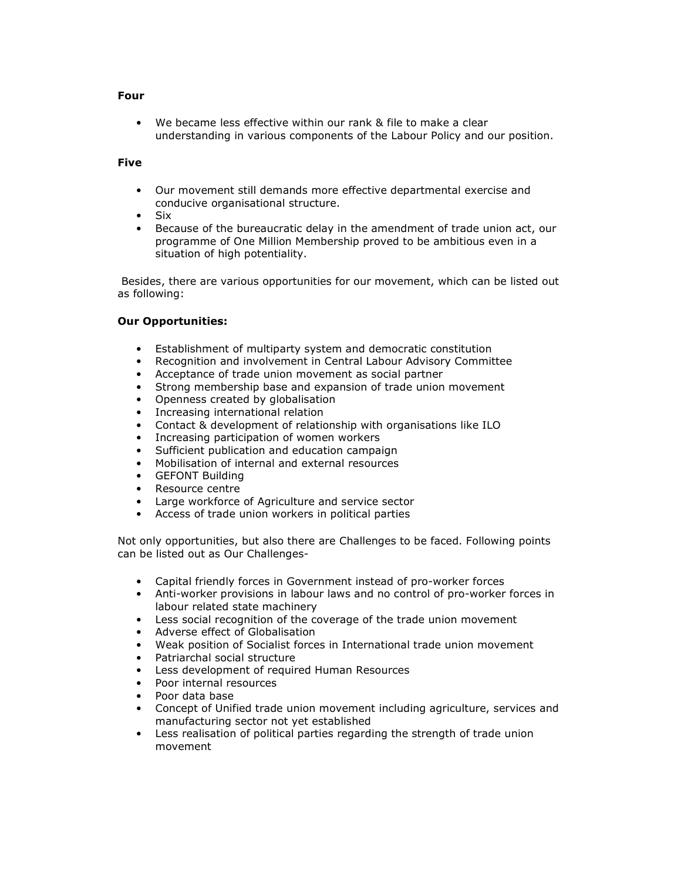**Four**

- We became less effective within our rank & file to make a clear understanding in various components of the Labour Policy and our position.

**Five**

- Our movement still demands more effective departmental exercise and conducive organisational structure.
- Six
- Because of the bureaucratic delay in the amendment of trade union act, our programme of One Million Membership proved to be ambitious even in a situation of high potentiality.

Besides, there are various opportunities for our movement, which can be listed out as following:

**Our Opportunities:**

- Establishment of multiparty system and democratic constitution
- Recognition and involvement in Central Labour Advisory Committee
- Acceptance of trade union movement as social partner
- Strong membership base and expansion of trade union movement
- Openness created by globalisation
- Increasing international relation
- Contact & development of relationship with organisations like ILO
- Increasing participation of women workers
- Sufficient publication and education campaign
- Mobilisation of internal and external resources
- GEFONT Building
- Resource centre
- Large workforce of Agriculture and service sector
- Access of trade union workers in political parties

Not only opportunities, but also there are Challenges to be faced. Following points can be listed out as Our Challenges-

- Capital friendly forces in Government instead of pro-worker forces
- Anti-worker provisions in labour laws and no control of pro-worker forces in labour related state machinery
- Less social recognition of the coverage of the trade union movement
- Adverse effect of Globalisation
- Weak position of Socialist forces in International trade union movement
- Patriarchal social structure
- Less development of required Human Resources
- Poor internal resources
- Poor data base
- Concept of Unified trade union movement including agriculture, services and manufacturing sector not yet established
- Less realisation of political parties regarding the strength of trade union movement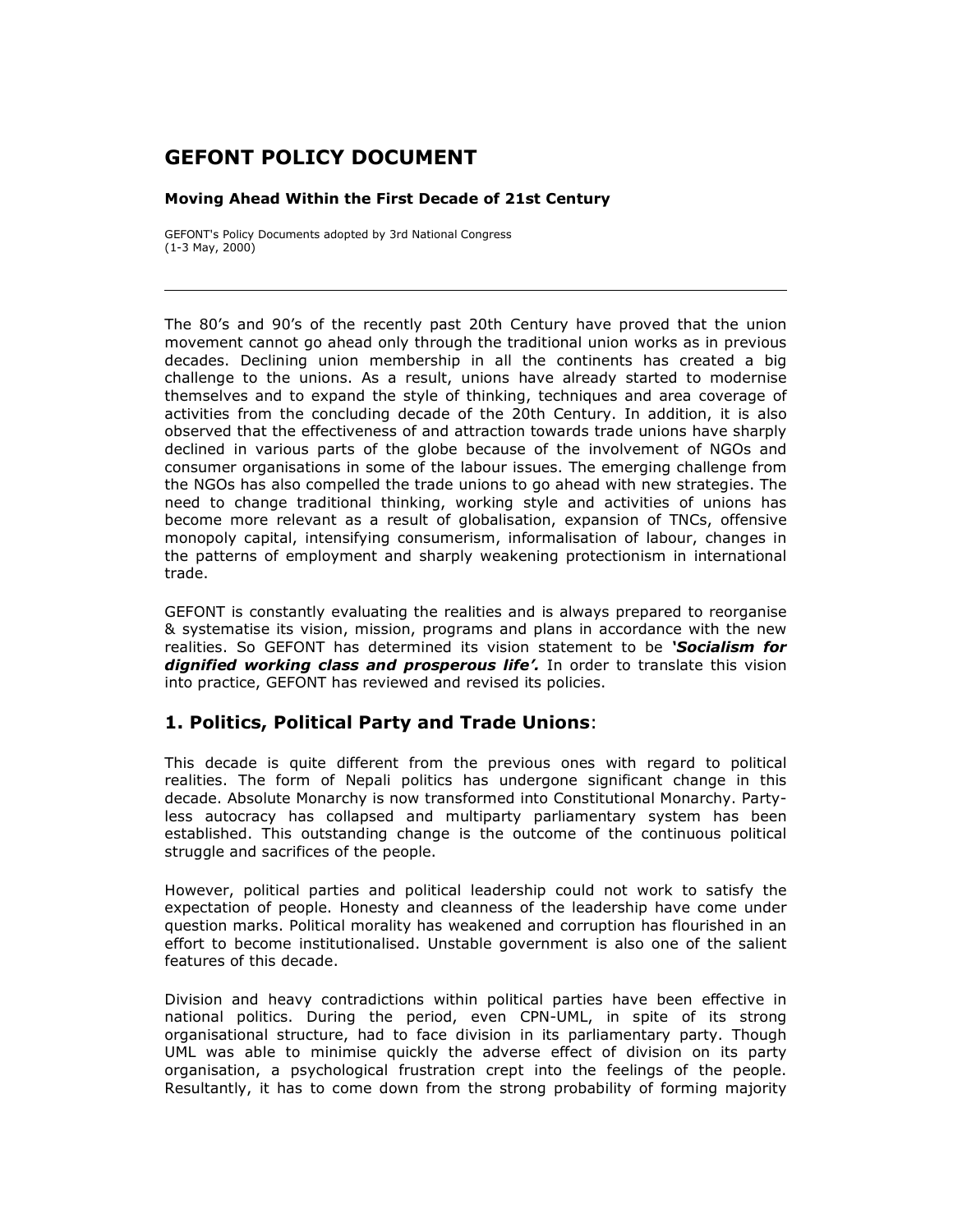# GEFONT POLICY DOCUMENT

**Moving Ahead Within the First Decade of 21st Century**

GEFONT's Policy Documents adopted by 3rd National Congress
(1-3 May, 2000)

---

The 80's and 90's of the recently past 20th Century have proved that the union movement cannot go ahead only through the traditional union works as in previous decades. Declining union membership in all the continents has created a big challenge to the unions. As a result, unions have already started to modernise themselves and to expand the style of thinking, techniques and area coverage of activities from the concluding decade of the 20th Century. In addition, it is also observed that the effectiveness of and attraction towards trade unions have sharply declined in various parts of the globe because of the involvement of NGOs and consumer organisations in some of the labour issues. The emerging challenge from the NGOs has also compelled the trade unions to go ahead with new strategies. The need to change traditional thinking, working style and activities of unions has become more relevant as a result of globalisation, expansion of TNCs, offensive monopoly capital, intensifying consumerism, informalisation of labour, changes in the patterns of employment and sharply weakening protectionism in international trade.

GEFONT is constantly evaluating the realities and is always prepared to reorganise & systematise its vision, mission, programs and plans in accordance with the new realities. So GEFONT has determined its vision statement to be ***'Socialism for dignified working class and prosperous life'.*** In order to translate this vision into practice, GEFONT has reviewed and revised its policies.

## 1. Politics, Political Party and Trade Unions:

This decade is quite different from the previous ones with regard to political realities. The form of Nepali politics has undergone significant change in this decade. Absolute Monarchy is now transformed into Constitutional Monarchy. Party-less autocracy has collapsed and multiparty parliamentary system has been established. This outstanding change is the outcome of the continuous political struggle and sacrifices of the people.

However, political parties and political leadership could not work to satisfy the expectation of people. Honesty and cleanness of the leadership have come under question marks. Political morality has weakened and corruption has flourished in an effort to become institutionalised. Unstable government is also one of the salient features of this decade.

Division and heavy contradictions within political parties have been effective in national politics. During the period, even CPN-UML, in spite of its strong organisational structure, had to face division in its parliamentary party. Though UML was able to minimise quickly the adverse effect of division on its party organisation, a psychological frustration crept into the feelings of the people. Resultantly, it has to come down from the strong probability of forming majority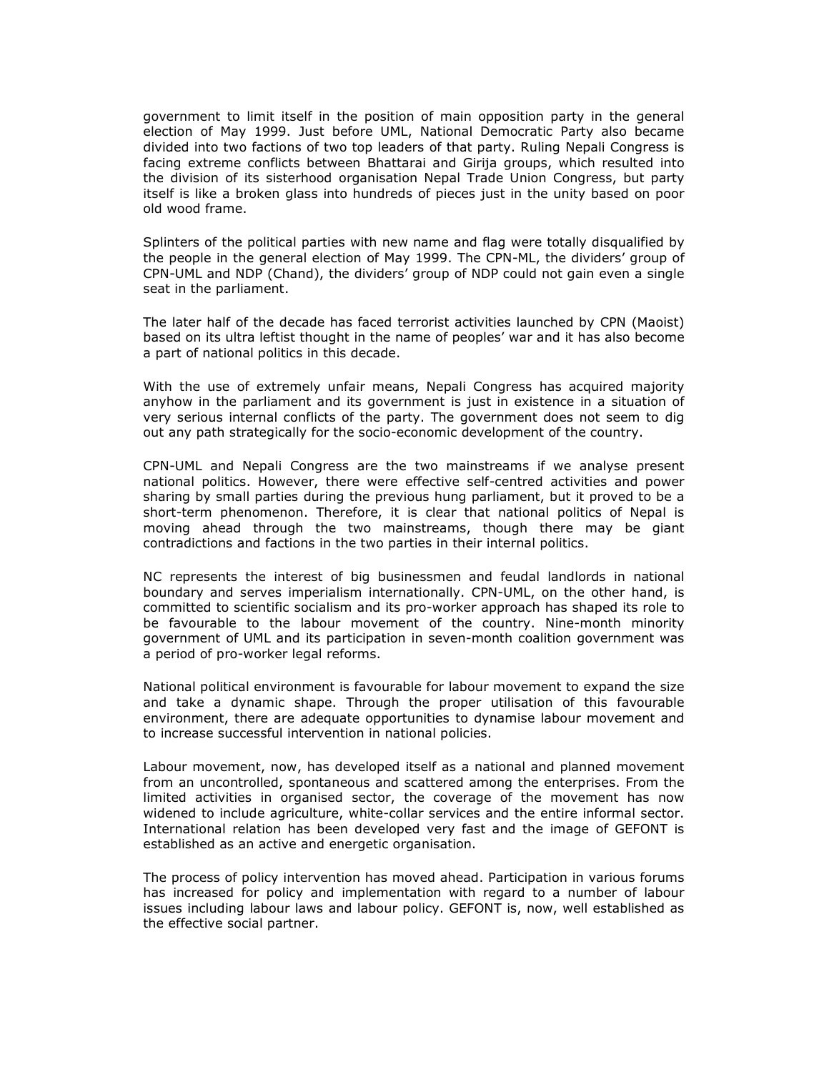government to limit itself in the position of main opposition party in the general election of May 1999. Just before UML, National Democratic Party also became divided into two factions of two top leaders of that party. Ruling Nepali Congress is facing extreme conflicts between Bhattarai and Girija groups, which resulted into the division of its sisterhood organisation Nepal Trade Union Congress, but party itself is like a broken glass into hundreds of pieces just in the unity based on poor old wood frame.

Splinters of the political parties with new name and flag were totally disqualified by the people in the general election of May 1999. The CPN-ML, the dividers' group of CPN-UML and NDP (Chand), the dividers' group of NDP could not gain even a single seat in the parliament.

The later half of the decade has faced terrorist activities launched by CPN (Maoist) based on its ultra leftist thought in the name of peoples' war and it has also become a part of national politics in this decade.

With the use of extremely unfair means, Nepali Congress has acquired majority anyhow in the parliament and its government is just in existence in a situation of very serious internal conflicts of the party. The government does not seem to dig out any path strategically for the socio-economic development of the country.

CPN-UML and Nepali Congress are the two mainstreams if we analyse present national politics. However, there were effective self-centred activities and power sharing by small parties during the previous hung parliament, but it proved to be a short-term phenomenon. Therefore, it is clear that national politics of Nepal is moving ahead through the two mainstreams, though there may be giant contradictions and factions in the two parties in their internal politics.

NC represents the interest of big businessmen and feudal landlords in national boundary and serves imperialism internationally. CPN-UML, on the other hand, is committed to scientific socialism and its pro-worker approach has shaped its role to be favourable to the labour movement of the country. Nine-month minority government of UML and its participation in seven-month coalition government was a period of pro-worker legal reforms.

National political environment is favourable for labour movement to expand the size and take a dynamic shape. Through the proper utilisation of this favourable environment, there are adequate opportunities to dynamise labour movement and to increase successful intervention in national policies.

Labour movement, now, has developed itself as a national and planned movement from an uncontrolled, spontaneous and scattered among the enterprises. From the limited activities in organised sector, the coverage of the movement has now widened to include agriculture, white-collar services and the entire informal sector. International relation has been developed very fast and the image of GEFONT is established as an active and energetic organisation.

The process of policy intervention has moved ahead. Participation in various forums has increased for policy and implementation with regard to a number of labour issues including labour laws and labour policy. GEFONT is, now, well established as the effective social partner.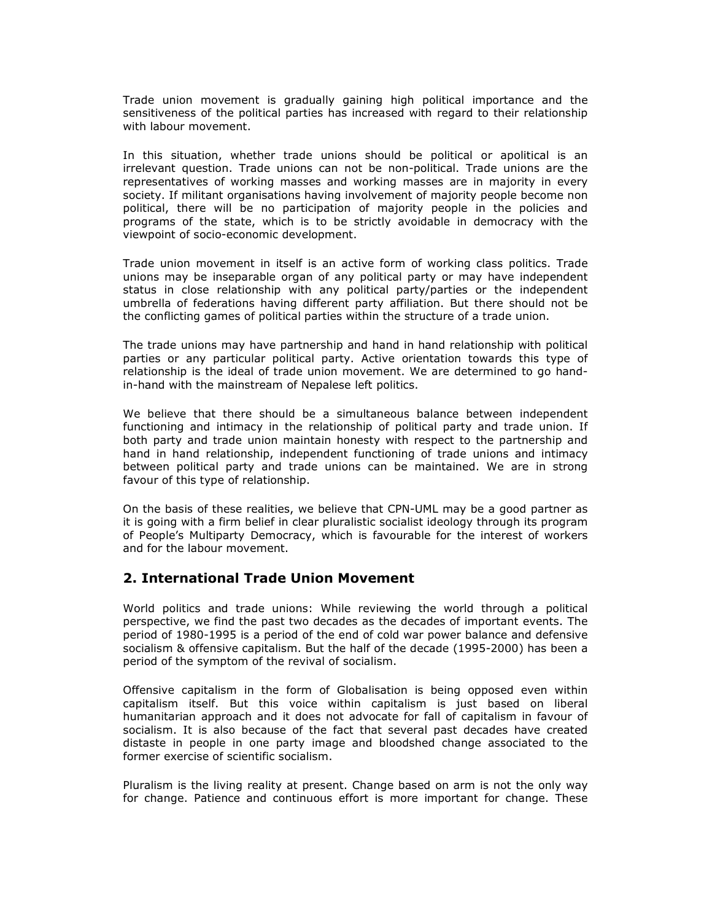Trade union movement is gradually gaining high political importance and the sensitiveness of the political parties has increased with regard to their relationship with labour movement.

In this situation, whether trade unions should be political or apolitical is an irrelevant question. Trade unions can not be non-political. Trade unions are the representatives of working masses and working masses are in majority in every society. If militant organisations having involvement of majority people become non political, there will be no participation of majority people in the policies and programs of the state, which is to be strictly avoidable in democracy with the viewpoint of socio-economic development.

Trade union movement in itself is an active form of working class politics. Trade unions may be inseparable organ of any political party or may have independent status in close relationship with any political party/parties or the independent umbrella of federations having different party affiliation. But there should not be the conflicting games of political parties within the structure of a trade union.

The trade unions may have partnership and hand in hand relationship with political parties or any particular political party. Active orientation towards this type of relationship is the ideal of trade union movement. We are determined to go hand-in-hand with the mainstream of Nepalese left politics.

We believe that there should be a simultaneous balance between independent functioning and intimacy in the relationship of political party and trade union. If both party and trade union maintain honesty with respect to the partnership and hand in hand relationship, independent functioning of trade unions and intimacy between political party and trade unions can be maintained. We are in strong favour of this type of relationship.

On the basis of these realities, we believe that CPN-UML may be a good partner as it is going with a firm belief in clear pluralistic socialist ideology through its program of People's Multiparty Democracy, which is favourable for the interest of workers and for the labour movement.

## 2. International Trade Union Movement

World politics and trade unions: While reviewing the world through a political perspective, we find the past two decades as the decades of important events. The period of 1980-1995 is a period of the end of cold war power balance and defensive socialism & offensive capitalism. But the half of the decade (1995-2000) has been a period of the symptom of the revival of socialism.

Offensive capitalism in the form of Globalisation is being opposed even within capitalism itself. But this voice within capitalism is just based on liberal humanitarian approach and it does not advocate for fall of capitalism in favour of socialism. It is also because of the fact that several past decades have created distaste in people in one party image and bloodshed change associated to the former exercise of scientific socialism.

Pluralism is the living reality at present. Change based on arm is not the only way for change. Patience and continuous effort is more important for change. These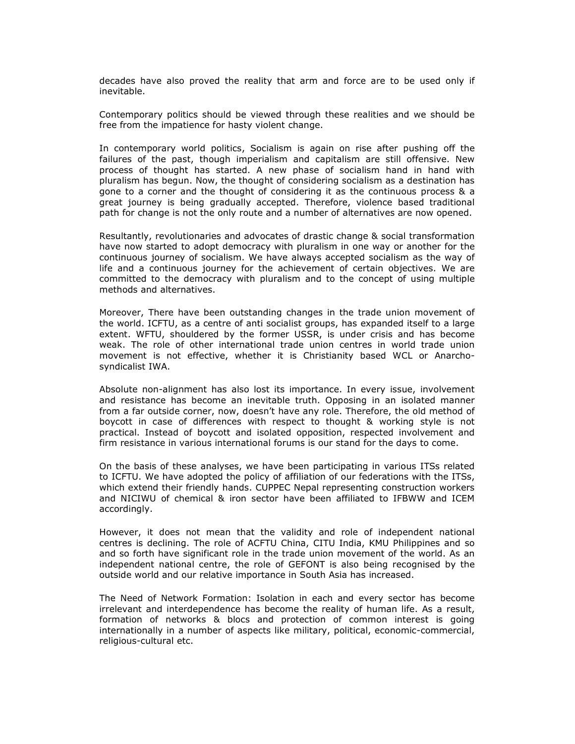decades have also proved the reality that arm and force are to be used only if inevitable.

Contemporary politics should be viewed through these realities and we should be free from the impatience for hasty violent change.

In contemporary world politics, Socialism is again on rise after pushing off the failures of the past, though imperialism and capitalism are still offensive. New process of thought has started. A new phase of socialism hand in hand with pluralism has begun. Now, the thought of considering socialism as a destination has gone to a corner and the thought of considering it as the continuous process & a great journey is being gradually accepted. Therefore, violence based traditional path for change is not the only route and a number of alternatives are now opened.

Resultantly, revolutionaries and advocates of drastic change & social transformation have now started to adopt democracy with pluralism in one way or another for the continuous journey of socialism. We have always accepted socialism as the way of life and a continuous journey for the achievement of certain objectives. We are committed to the democracy with pluralism and to the concept of using multiple methods and alternatives.

Moreover, There have been outstanding changes in the trade union movement of the world. ICFTU, as a centre of anti socialist groups, has expanded itself to a large extent. WFTU, shouldered by the former USSR, is under crisis and has become weak. The role of other international trade union centres in world trade union movement is not effective, whether it is Christianity based WCL or Anarcho-syndicalist IWA.

Absolute non-alignment has also lost its importance. In every issue, involvement and resistance has become an inevitable truth. Opposing in an isolated manner from a far outside corner, now, doesn't have any role. Therefore, the old method of boycott in case of differences with respect to thought & working style is not practical. Instead of boycott and isolated opposition, respected involvement and firm resistance in various international forums is our stand for the days to come.

On the basis of these analyses, we have been participating in various ITSs related to ICFTU. We have adopted the policy of affiliation of our federations with the ITSs, which extend their friendly hands. CUPPEC Nepal representing construction workers and NICIWU of chemical & iron sector have been affiliated to IFBWW and ICEM accordingly.

However, it does not mean that the validity and role of independent national centres is declining. The role of ACFTU China, CITU India, KMU Philippines and so and so forth have significant role in the trade union movement of the world. As an independent national centre, the role of GEFONT is also being recognised by the outside world and our relative importance in South Asia has increased.

The Need of Network Formation: Isolation in each and every sector has become irrelevant and interdependence has become the reality of human life. As a result, formation of networks & blocs and protection of common interest is going internationally in a number of aspects like military, political, economic-commercial, religious-cultural etc.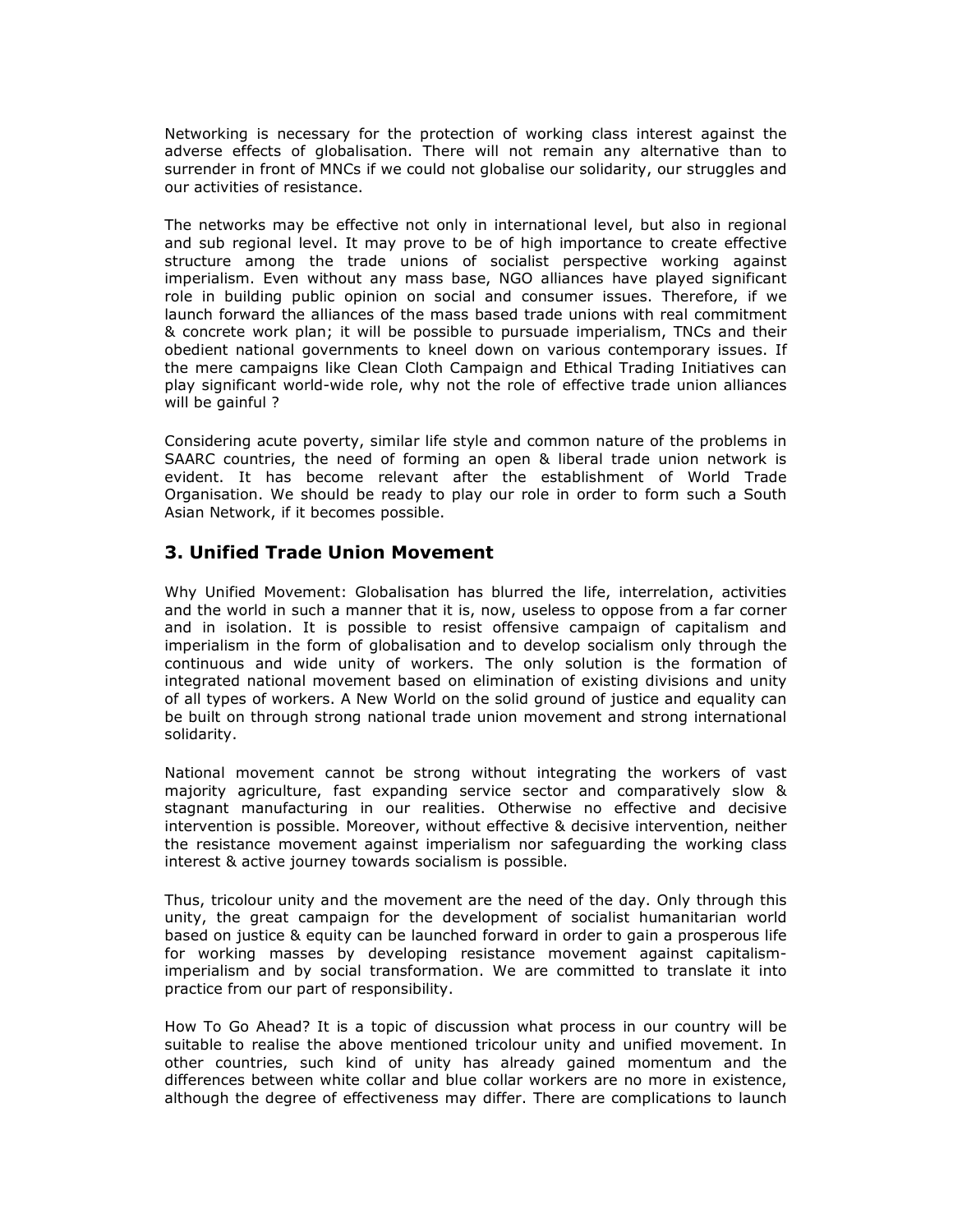Networking is necessary for the protection of working class interest against the adverse effects of globalisation. There will not remain any alternative than to surrender in front of MNCs if we could not globalise our solidarity, our struggles and our activities of resistance.

The networks may be effective not only in international level, but also in regional and sub regional level. It may prove to be of high importance to create effective structure among the trade unions of socialist perspective working against imperialism. Even without any mass base, NGO alliances have played significant role in building public opinion on social and consumer issues. Therefore, if we launch forward the alliances of the mass based trade unions with real commitment & concrete work plan; it will be possible to pursuade imperialism, TNCs and their obedient national governments to kneel down on various contemporary issues. If the mere campaigns like Clean Cloth Campaign and Ethical Trading Initiatives can play significant world-wide role, why not the role of effective trade union alliances will be gainful ?

Considering acute poverty, similar life style and common nature of the problems in SAARC countries, the need of forming an open & liberal trade union network is evident. It has become relevant after the establishment of World Trade Organisation. We should be ready to play our role in order to form such a South Asian Network, if it becomes possible.

## 3. Unified Trade Union Movement

Why Unified Movement: Globalisation has blurred the life, interrelation, activities and the world in such a manner that it is, now, useless to oppose from a far corner and in isolation. It is possible to resist offensive campaign of capitalism and imperialism in the form of globalisation and to develop socialism only through the continuous and wide unity of workers. The only solution is the formation of integrated national movement based on elimination of existing divisions and unity of all types of workers. A New World on the solid ground of justice and equality can be built on through strong national trade union movement and strong international solidarity.

National movement cannot be strong without integrating the workers of vast majority agriculture, fast expanding service sector and comparatively slow & stagnant manufacturing in our realities. Otherwise no effective and decisive intervention is possible. Moreover, without effective & decisive intervention, neither the resistance movement against imperialism nor safeguarding the working class interest & active journey towards socialism is possible.

Thus, tricolour unity and the movement are the need of the day. Only through this unity, the great campaign for the development of socialist humanitarian world based on justice & equity can be launched forward in order to gain a prosperous life for working masses by developing resistance movement against capitalism-imperialism and by social transformation. We are committed to translate it into practice from our part of responsibility.

How To Go Ahead? It is a topic of discussion what process in our country will be suitable to realise the above mentioned tricolour unity and unified movement. In other countries, such kind of unity has already gained momentum and the differences between white collar and blue collar workers are no more in existence, although the degree of effectiveness may differ. There are complications to launch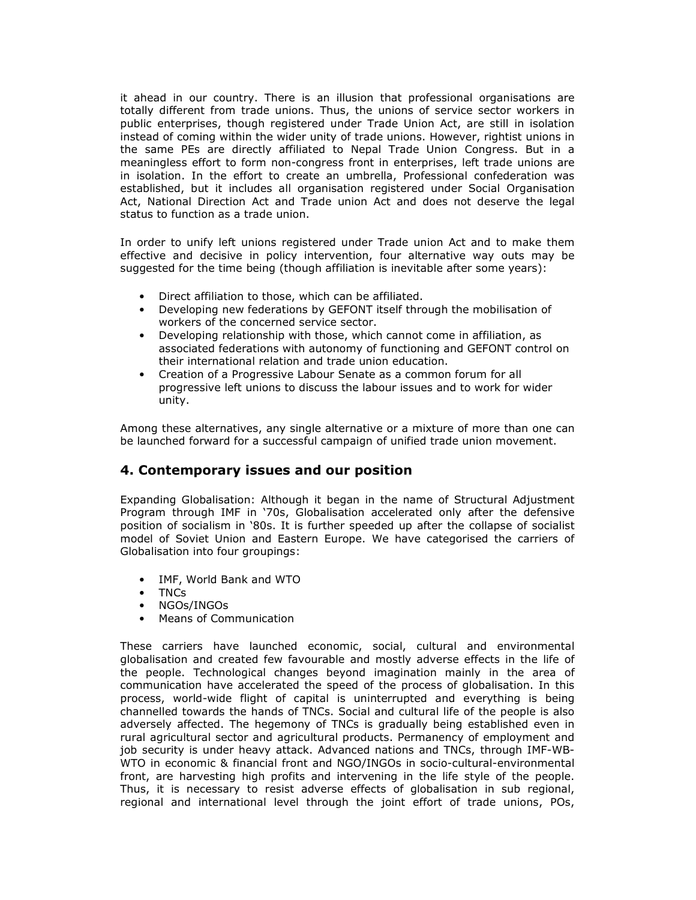it ahead in our country. There is an illusion that professional organisations are totally different from trade unions. Thus, the unions of service sector workers in public enterprises, though registered under Trade Union Act, are still in isolation instead of coming within the wider unity of trade unions. However, rightist unions in the same PEs are directly affiliated to Nepal Trade Union Congress. But in a meaningless effort to form non-congress front in enterprises, left trade unions are in isolation. In the effort to create an umbrella, Professional confederation was established, but it includes all organisation registered under Social Organisation Act, National Direction Act and Trade union Act and does not deserve the legal status to function as a trade union.

In order to unify left unions registered under Trade union Act and to make them effective and decisive in policy intervention, four alternative way outs may be suggested for the time being (though affiliation is inevitable after some years):

- Direct affiliation to those, which can be affiliated.
- Developing new federations by GEFONT itself through the mobilisation of workers of the concerned service sector.
- Developing relationship with those, which cannot come in affiliation, as associated federations with autonomy of functioning and GEFONT control on their international relation and trade union education.
- Creation of a Progressive Labour Senate as a common forum for all progressive left unions to discuss the labour issues and to work for wider unity.

Among these alternatives, any single alternative or a mixture of more than one can be launched forward for a successful campaign of unified trade union movement.

## 4. Contemporary issues and our position

Expanding Globalisation: Although it began in the name of Structural Adjustment Program through IMF in '70s, Globalisation accelerated only after the defensive position of socialism in '80s. It is further speeded up after the collapse of socialist model of Soviet Union and Eastern Europe. We have categorised the carriers of Globalisation into four groupings:

- IMF, World Bank and WTO
- TNCs
- NGOs/INGOs
- Means of Communication

These carriers have launched economic, social, cultural and environmental globalisation and created few favourable and mostly adverse effects in the life of the people. Technological changes beyond imagination mainly in the area of communication have accelerated the speed of the process of globalisation. In this process, world-wide flight of capital is uninterrupted and everything is being channelled towards the hands of TNCs. Social and cultural life of the people is also adversely affected. The hegemony of TNCs is gradually being established even in rural agricultural sector and agricultural products. Permanency of employment and job security is under heavy attack. Advanced nations and TNCs, through IMF-WB-WTO in economic & financial front and NGO/INGOs in socio-cultural-environmental front, are harvesting high profits and intervening in the life style of the people. Thus, it is necessary to resist adverse effects of globalisation in sub regional, regional and international level through the joint effort of trade unions, POs,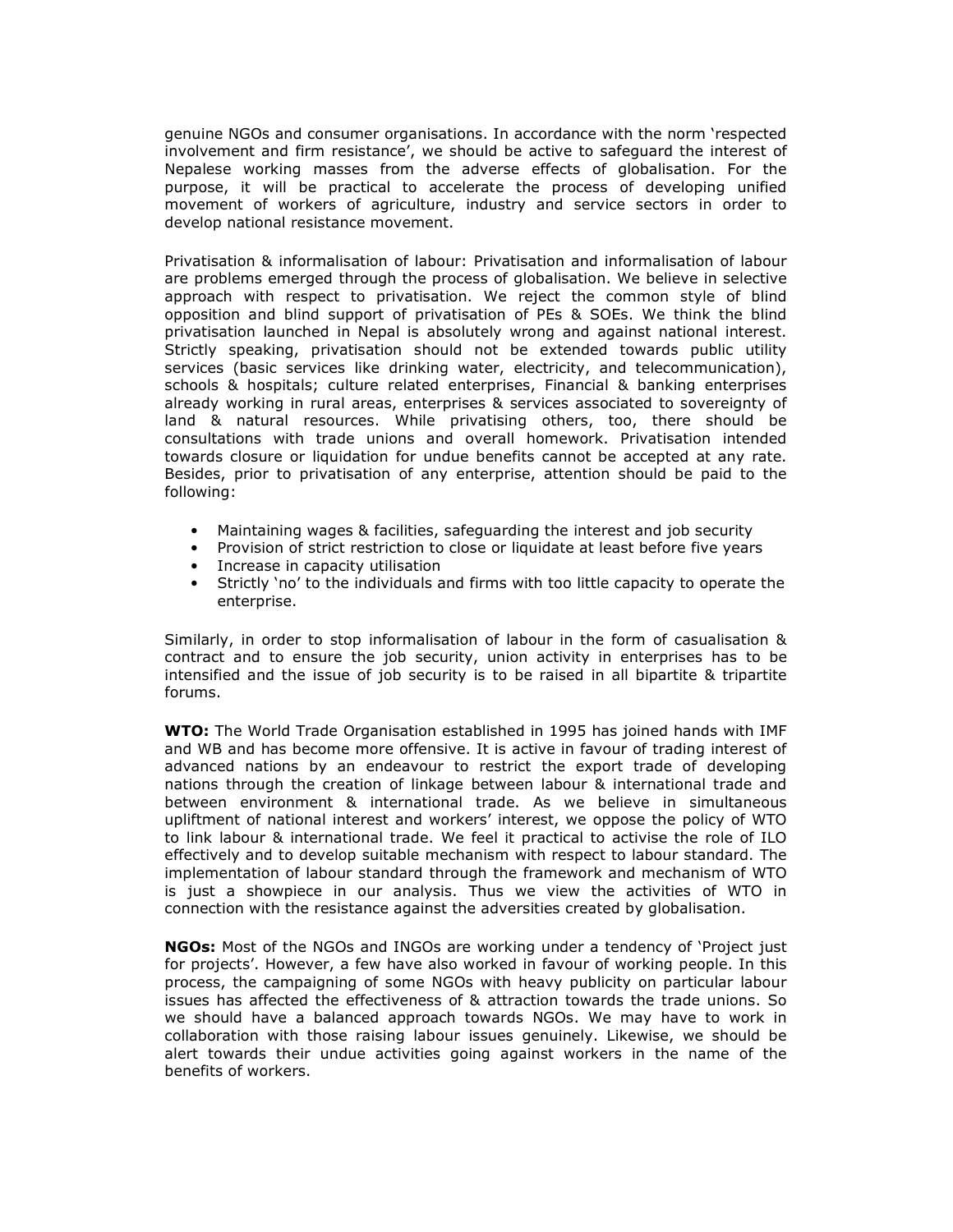genuine NGOs and consumer organisations. In accordance with the norm 'respected involvement and firm resistance', we should be active to safeguard the interest of Nepalese working masses from the adverse effects of globalisation. For the purpose, it will be practical to accelerate the process of developing unified movement of workers of agriculture, industry and service sectors in order to develop national resistance movement.

Privatisation & informalisation of labour: Privatisation and informalisation of labour are problems emerged through the process of globalisation. We believe in selective approach with respect to privatisation. We reject the common style of blind opposition and blind support of privatisation of PEs & SOEs. We think the blind privatisation launched in Nepal is absolutely wrong and against national interest. Strictly speaking, privatisation should not be extended towards public utility services (basic services like drinking water, electricity, and telecommunication), schools & hospitals; culture related enterprises, Financial & banking enterprises already working in rural areas, enterprises & services associated to sovereignty of land & natural resources. While privatising others, too, there should be consultations with trade unions and overall homework. Privatisation intended towards closure or liquidation for undue benefits cannot be accepted at any rate. Besides, prior to privatisation of any enterprise, attention should be paid to the following:

- Maintaining wages & facilities, safeguarding the interest and job security
- Provision of strict restriction to close or liquidate at least before five years
- Increase in capacity utilisation
- Strictly 'no' to the individuals and firms with too little capacity to operate the enterprise.

Similarly, in order to stop informalisation of labour in the form of casualisation & contract and to ensure the job security, union activity in enterprises has to be intensified and the issue of job security is to be raised in all bipartite & tripartite forums.

**WTO:** The World Trade Organisation established in 1995 has joined hands with IMF and WB and has become more offensive. It is active in favour of trading interest of advanced nations by an endeavour to restrict the export trade of developing nations through the creation of linkage between labour & international trade and between environment & international trade. As we believe in simultaneous upliftment of national interest and workers' interest, we oppose the policy of WTO to link labour & international trade. We feel it practical to activise the role of ILO effectively and to develop suitable mechanism with respect to labour standard. The implementation of labour standard through the framework and mechanism of WTO is just a showpiece in our analysis. Thus we view the activities of WTO in connection with the resistance against the adversities created by globalisation.

**NGOs:** Most of the NGOs and INGOs are working under a tendency of 'Project just for projects'. However, a few have also worked in favour of working people. In this process, the campaigning of some NGOs with heavy publicity on particular labour issues has affected the effectiveness of & attraction towards the trade unions. So we should have a balanced approach towards NGOs. We may have to work in collaboration with those raising labour issues genuinely. Likewise, we should be alert towards their undue activities going against workers in the name of the benefits of workers.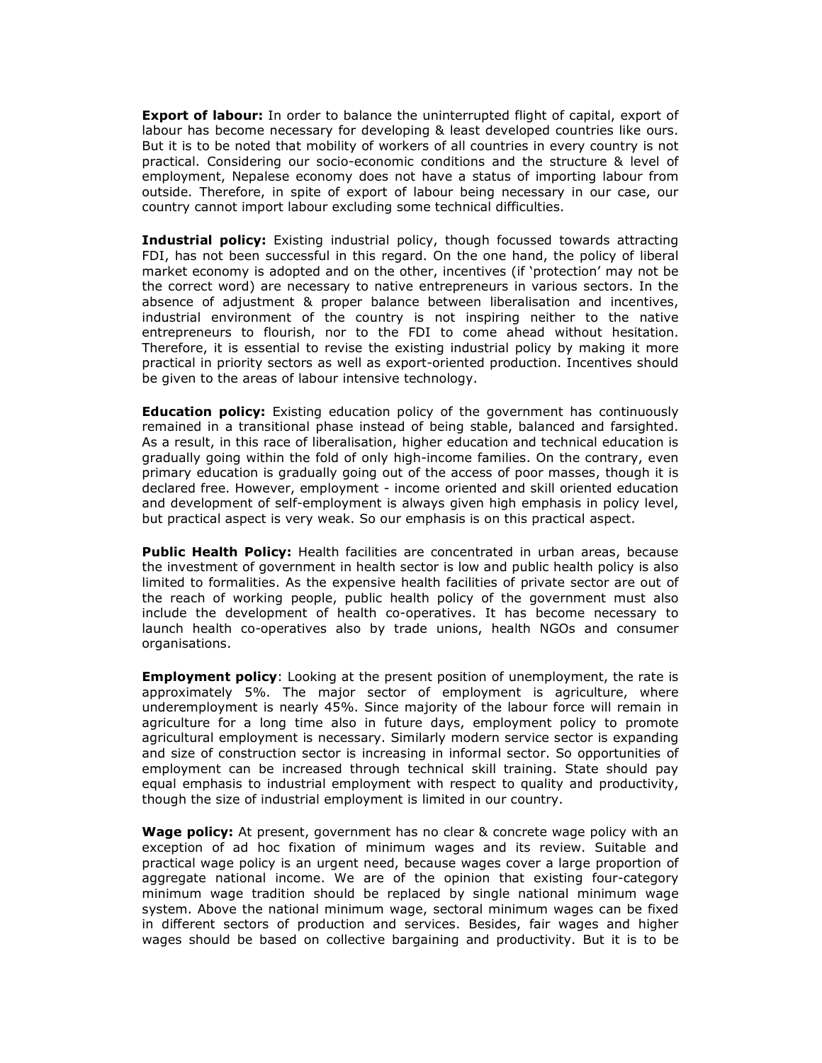**Export of labour:** In order to balance the uninterrupted flight of capital, export of labour has become necessary for developing & least developed countries like ours. But it is to be noted that mobility of workers of all countries in every country is not practical. Considering our socio-economic conditions and the structure & level of employment, Nepalese economy does not have a status of importing labour from outside. Therefore, in spite of export of labour being necessary in our case, our country cannot import labour excluding some technical difficulties.

**Industrial policy:** Existing industrial policy, though focussed towards attracting FDI, has not been successful in this regard. On the one hand, the policy of liberal market economy is adopted and on the other, incentives (if 'protection' may not be the correct word) are necessary to native entrepreneurs in various sectors. In the absence of adjustment & proper balance between liberalisation and incentives, industrial environment of the country is not inspiring neither to the native entrepreneurs to flourish, nor to the FDI to come ahead without hesitation. Therefore, it is essential to revise the existing industrial policy by making it more practical in priority sectors as well as export-oriented production. Incentives should be given to the areas of labour intensive technology.

**Education policy:** Existing education policy of the government has continuously remained in a transitional phase instead of being stable, balanced and farsighted. As a result, in this race of liberalisation, higher education and technical education is gradually going within the fold of only high-income families. On the contrary, even primary education is gradually going out of the access of poor masses, though it is declared free. However, employment - income oriented and skill oriented education and development of self-employment is always given high emphasis in policy level, but practical aspect is very weak. So our emphasis is on this practical aspect.

**Public Health Policy:** Health facilities are concentrated in urban areas, because the investment of government in health sector is low and public health policy is also limited to formalities. As the expensive health facilities of private sector are out of the reach of working people, public health policy of the government must also include the development of health co-operatives. It has become necessary to launch health co-operatives also by trade unions, health NGOs and consumer organisations.

**Employment policy**: Looking at the present position of unemployment, the rate is approximately 5%. The major sector of employment is agriculture, where underemployment is nearly 45%. Since majority of the labour force will remain in agriculture for a long time also in future days, employment policy to promote agricultural employment is necessary. Similarly modern service sector is expanding and size of construction sector is increasing in informal sector. So opportunities of employment can be increased through technical skill training. State should pay equal emphasis to industrial employment with respect to quality and productivity, though the size of industrial employment is limited in our country.

**Wage policy:** At present, government has no clear & concrete wage policy with an exception of ad hoc fixation of minimum wages and its review. Suitable and practical wage policy is an urgent need, because wages cover a large proportion of aggregate national income. We are of the opinion that existing four-category minimum wage tradition should be replaced by single national minimum wage system. Above the national minimum wage, sectoral minimum wages can be fixed in different sectors of production and services. Besides, fair wages and higher wages should be based on collective bargaining and productivity. But it is to be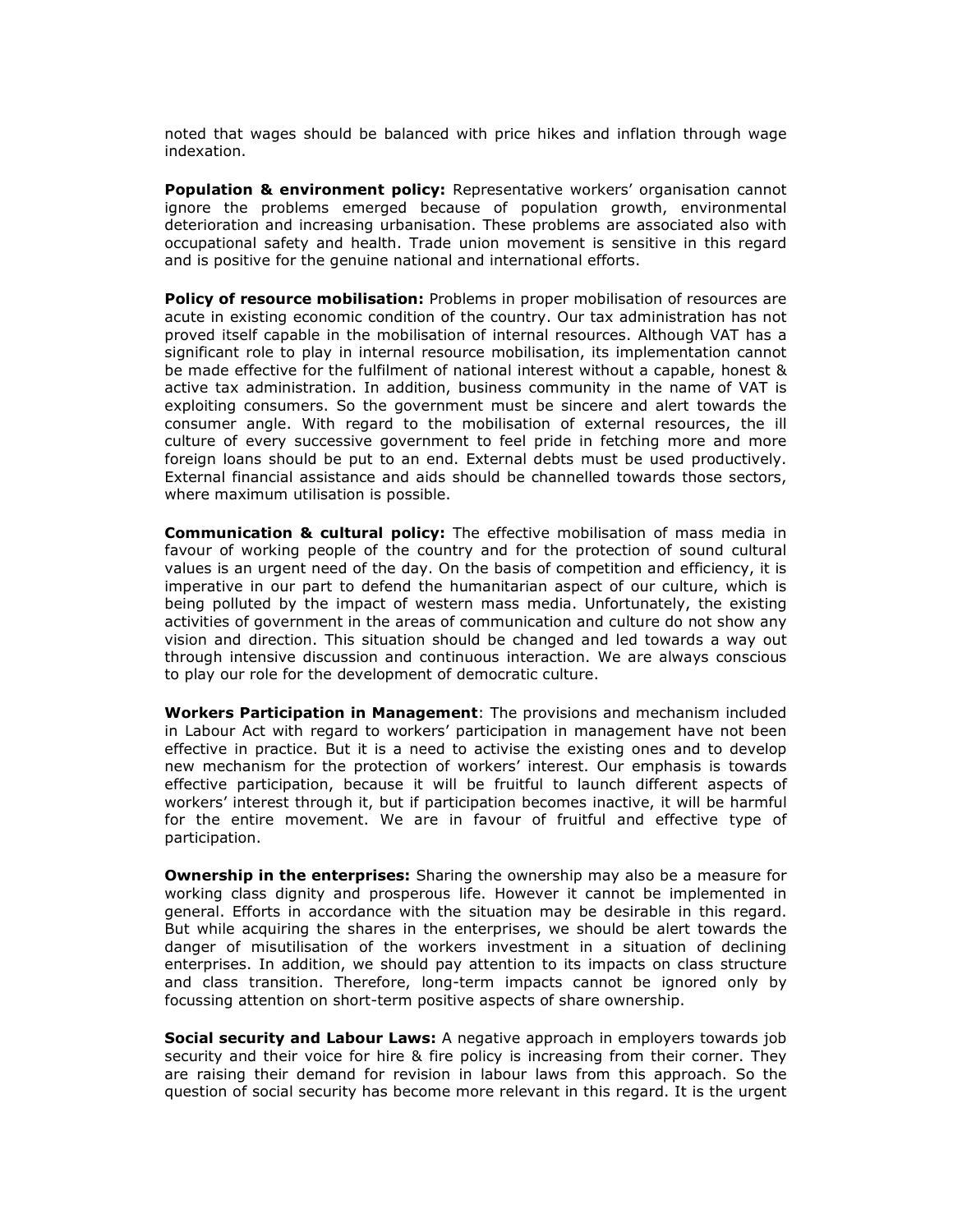noted that wages should be balanced with price hikes and inflation through wage indexation.

**Population & environment policy:** Representative workers' organisation cannot ignore the problems emerged because of population growth, environmental deterioration and increasing urbanisation. These problems are associated also with occupational safety and health. Trade union movement is sensitive in this regard and is positive for the genuine national and international efforts.

**Policy of resource mobilisation:** Problems in proper mobilisation of resources are acute in existing economic condition of the country. Our tax administration has not proved itself capable in the mobilisation of internal resources. Although VAT has a significant role to play in internal resource mobilisation, its implementation cannot be made effective for the fulfilment of national interest without a capable, honest & active tax administration. In addition, business community in the name of VAT is exploiting consumers. So the government must be sincere and alert towards the consumer angle. With regard to the mobilisation of external resources, the ill culture of every successive government to feel pride in fetching more and more foreign loans should be put to an end. External debts must be used productively. External financial assistance and aids should be channelled towards those sectors, where maximum utilisation is possible.

**Communication & cultural policy:** The effective mobilisation of mass media in favour of working people of the country and for the protection of sound cultural values is an urgent need of the day. On the basis of competition and efficiency, it is imperative in our part to defend the humanitarian aspect of our culture, which is being polluted by the impact of western mass media. Unfortunately, the existing activities of government in the areas of communication and culture do not show any vision and direction. This situation should be changed and led towards a way out through intensive discussion and continuous interaction. We are always conscious to play our role for the development of democratic culture.

**Workers Participation in Management**: The provisions and mechanism included in Labour Act with regard to workers' participation in management have not been effective in practice. But it is a need to activise the existing ones and to develop new mechanism for the protection of workers' interest. Our emphasis is towards effective participation, because it will be fruitful to launch different aspects of workers' interest through it, but if participation becomes inactive, it will be harmful for the entire movement. We are in favour of fruitful and effective type of participation.

**Ownership in the enterprises:** Sharing the ownership may also be a measure for working class dignity and prosperous life. However it cannot be implemented in general. Efforts in accordance with the situation may be desirable in this regard. But while acquiring the shares in the enterprises, we should be alert towards the danger of misutilisation of the workers investment in a situation of declining enterprises. In addition, we should pay attention to its impacts on class structure and class transition. Therefore, long-term impacts cannot be ignored only by focussing attention on short-term positive aspects of share ownership.

**Social security and Labour Laws:** A negative approach in employers towards job security and their voice for hire & fire policy is increasing from their corner. They are raising their demand for revision in labour laws from this approach. So the question of social security has become more relevant in this regard. It is the urgent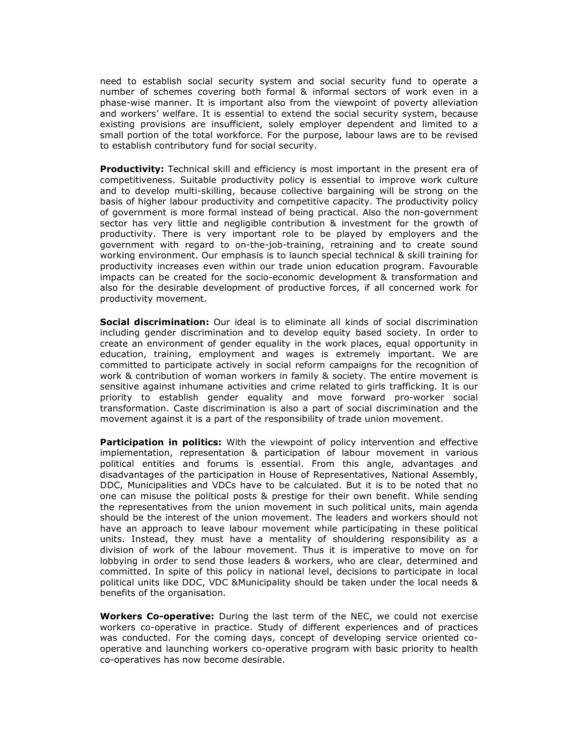need to establish social security system and social security fund to operate a number of schemes covering both formal & informal sectors of work even in a phase-wise manner. It is important also from the viewpoint of poverty alleviation and workers' welfare. It is essential to extend the social security system, because existing provisions are insufficient, solely employer dependent and limited to a small portion of the total workforce. For the purpose, labour laws are to be revised to establish contributory fund for social security.

**Productivity:** Technical skill and efficiency is most important in the present era of competitiveness. Suitable productivity policy is essential to improve work culture and to develop multi-skilling, because collective bargaining will be strong on the basis of higher labour productivity and competitive capacity. The productivity policy of government is more formal instead of being practical. Also the non-government sector has very little and negligible contribution & investment for the growth of productivity. There is very important role to be played by employers and the government with regard to on-the-job-training, retraining and to create sound working environment. Our emphasis is to launch special technical & skill training for productivity increases even within our trade union education program. Favourable impacts can be created for the socio-economic development & transformation and also for the desirable development of productive forces, if all concerned work for productivity movement.

**Social discrimination:** Our ideal is to eliminate all kinds of social discrimination including gender discrimination and to develop equity based society. In order to create an environment of gender equality in the work places, equal opportunity in education, training, employment and wages is extremely important. We are committed to participate actively in social reform campaigns for the recognition of work & contribution of woman workers in family & society. The entire movement is sensitive against inhumane activities and crime related to girls trafficking. It is our priority to establish gender equality and move forward pro-worker social transformation. Caste discrimination is also a part of social discrimination and the movement against it is a part of the responsibility of trade union movement.

**Participation in politics:** With the viewpoint of policy intervention and effective implementation, representation & participation of labour movement in various political entities and forums is essential. From this angle, advantages and disadvantages of the participation in House of Representatives, National Assembly, DDC, Municipalities and VDCs have to be calculated. But it is to be noted that no one can misuse the political posts & prestige for their own benefit. While sending the representatives from the union movement in such political units, main agenda should be the interest of the union movement. The leaders and workers should not have an approach to leave labour movement while participating in these political units. Instead, they must have a mentality of shouldering responsibility as a division of work of the labour movement. Thus it is imperative to move on for lobbying in order to send those leaders & workers, who are clear, determined and committed. In spite of this policy in national level, decisions to participate in local political units like DDC, VDC &Municipality should be taken under the local needs & benefits of the organisation.

**Workers Co-operative:** During the last term of the NEC, we could not exercise workers co-operative in practice. Study of different experiences and of practices was conducted. For the coming days, concept of developing service oriented co-operative and launching workers co-operative program with basic priority to health co-operatives has now become desirable.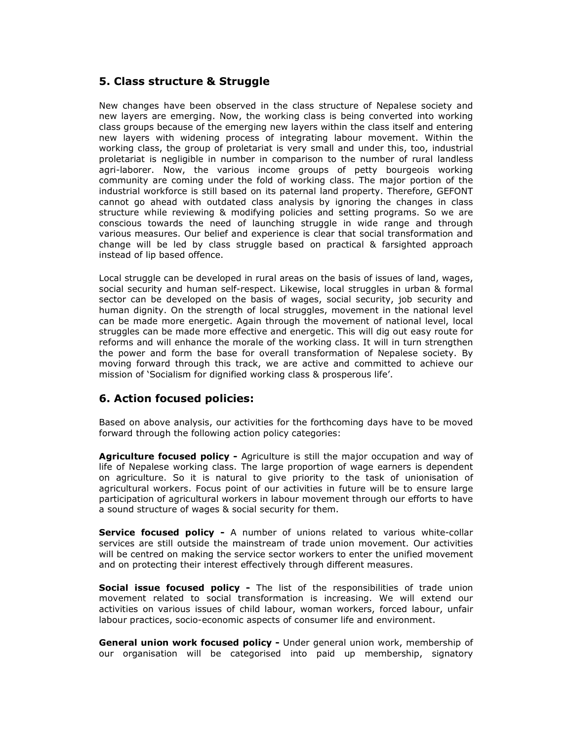## 5. Class structure & Struggle

New changes have been observed in the class structure of Nepalese society and new layers are emerging. Now, the working class is being converted into working class groups because of the emerging new layers within the class itself and entering new layers with widening process of integrating labour movement. Within the working class, the group of proletariat is very small and under this, too, industrial proletariat is negligible in number in comparison to the number of rural landless agri-laborer. Now, the various income groups of petty bourgeois working community are coming under the fold of working class. The major portion of the industrial workforce is still based on its paternal land property. Therefore, GEFONT cannot go ahead with outdated class analysis by ignoring the changes in class structure while reviewing & modifying policies and setting programs. So we are conscious towards the need of launching struggle in wide range and through various measures. Our belief and experience is clear that social transformation and change will be led by class struggle based on practical & farsighted approach instead of lip based offence.

Local struggle can be developed in rural areas on the basis of issues of land, wages, social security and human self-respect. Likewise, local struggles in urban & formal sector can be developed on the basis of wages, social security, job security and human dignity. On the strength of local struggles, movement in the national level can be made more energetic. Again through the movement of national level, local struggles can be made more effective and energetic. This will dig out easy route for reforms and will enhance the morale of the working class. It will in turn strengthen the power and form the base for overall transformation of Nepalese society. By moving forward through this track, we are active and committed to achieve our mission of 'Socialism for dignified working class & prosperous life'.

## 6. Action focused policies:

Based on above analysis, our activities for the forthcoming days have to be moved forward through the following action policy categories:

**Agriculture focused policy -** Agriculture is still the major occupation and way of life of Nepalese working class. The large proportion of wage earners is dependent on agriculture. So it is natural to give priority to the task of unionisation of agricultural workers. Focus point of our activities in future will be to ensure large participation of agricultural workers in labour movement through our efforts to have a sound structure of wages & social security for them.

**Service focused policy -** A number of unions related to various white-collar services are still outside the mainstream of trade union movement. Our activities will be centred on making the service sector workers to enter the unified movement and on protecting their interest effectively through different measures.

**Social issue focused policy -** The list of the responsibilities of trade union movement related to social transformation is increasing. We will extend our activities on various issues of child labour, woman workers, forced labour, unfair labour practices, socio-economic aspects of consumer life and environment.

**General union work focused policy -** Under general union work, membership of our organisation will be categorised into paid up membership, signatory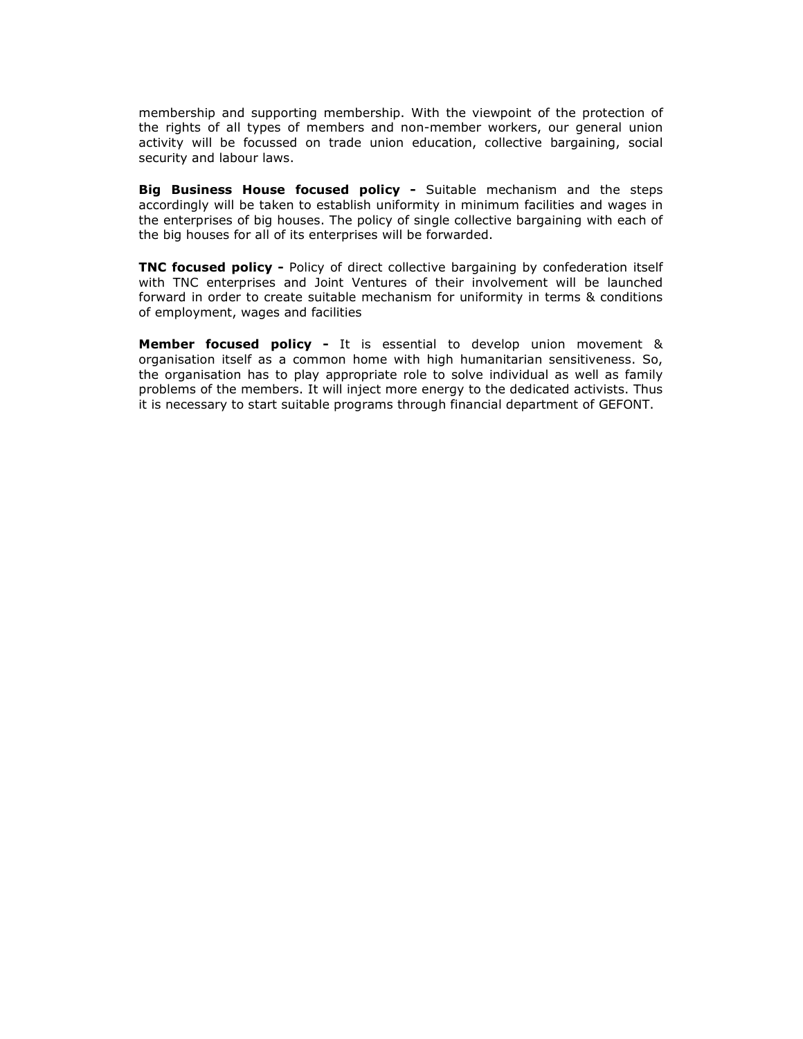membership and supporting membership. With the viewpoint of the protection of the rights of all types of members and non-member workers, our general union activity will be focussed on trade union education, collective bargaining, social security and labour laws.

**Big Business House focused policy -** Suitable mechanism and the steps accordingly will be taken to establish uniformity in minimum facilities and wages in the enterprises of big houses. The policy of single collective bargaining with each of the big houses for all of its enterprises will be forwarded.

**TNC focused policy -** Policy of direct collective bargaining by confederation itself with TNC enterprises and Joint Ventures of their involvement will be launched forward in order to create suitable mechanism for uniformity in terms & conditions of employment, wages and facilities

**Member focused policy -** It is essential to develop union movement & organisation itself as a common home with high humanitarian sensitiveness. So, the organisation has to play appropriate role to solve individual as well as family problems of the members. It will inject more energy to the dedicated activists. Thus it is necessary to start suitable programs through financial department of GEFONT.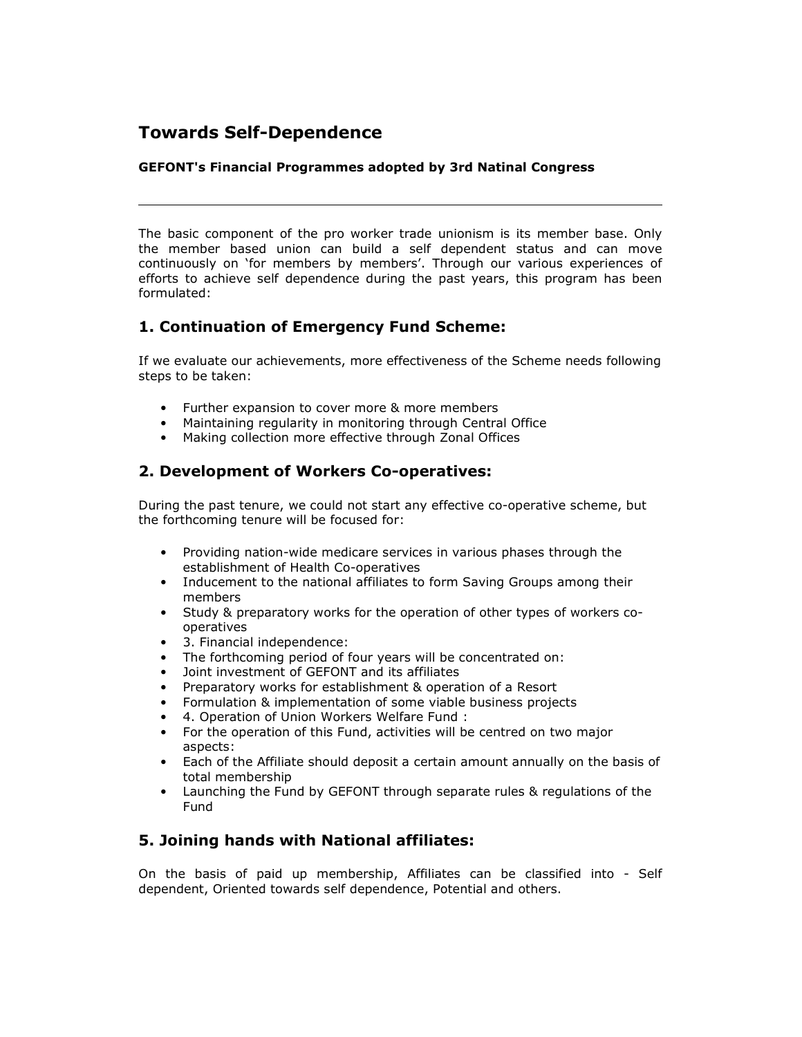# Towards Self-Dependence

**GEFONT's Financial Programmes adopted by 3rd Natinal Congress**

---

The basic component of the pro worker trade unionism is its member base. Only the member based union can build a self dependent status and can move continuously on 'for members by members'. Through our various experiences of efforts to achieve self dependence during the past years, this program has been formulated:

## 1. Continuation of Emergency Fund Scheme:

If we evaluate our achievements, more effectiveness of the Scheme needs following steps to be taken:

- Further expansion to cover more & more members
- Maintaining regularity in monitoring through Central Office
- Making collection more effective through Zonal Offices

## 2. Development of Workers Co-operatives:

During the past tenure, we could not start any effective co-operative scheme, but the forthcoming tenure will be focused for:

- Providing nation-wide medicare services in various phases through the establishment of Health Co-operatives
- Inducement to the national affiliates to form Saving Groups among their members
- Study & preparatory works for the operation of other types of workers co-operatives
- 3. Financial independence:
- The forthcoming period of four years will be concentrated on:
- Joint investment of GEFONT and its affiliates
- Preparatory works for establishment & operation of a Resort
- Formulation & implementation of some viable business projects
- 4. Operation of Union Workers Welfare Fund :
- For the operation of this Fund, activities will be centred on two major aspects:
- Each of the Affiliate should deposit a certain amount annually on the basis of total membership
- Launching the Fund by GEFONT through separate rules & regulations of the Fund

## 5. Joining hands with National affiliates:

On the basis of paid up membership, Affiliates can be classified into - Self dependent, Oriented towards self dependence, Potential and others.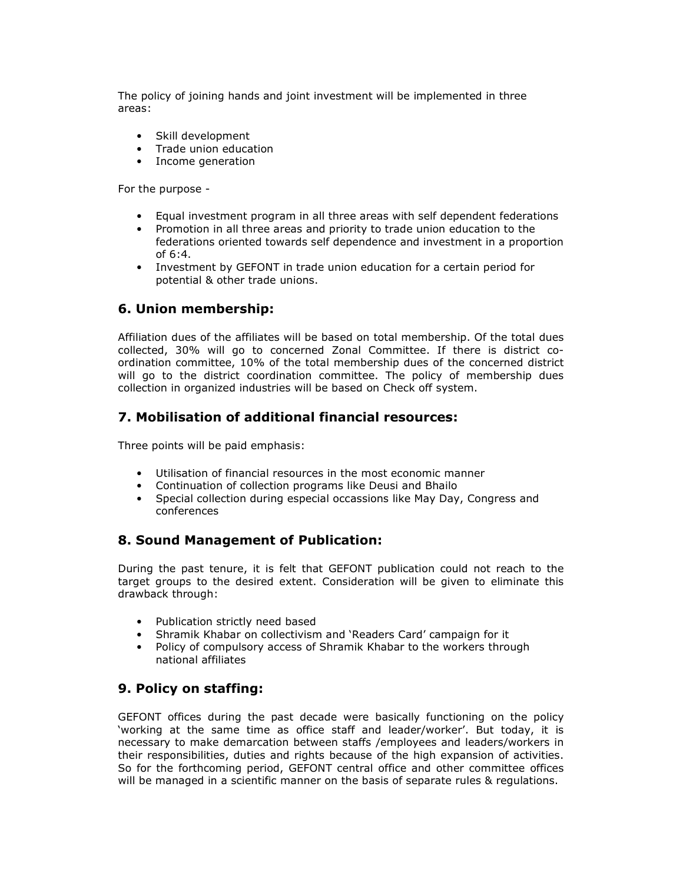The policy of joining hands and joint investment will be implemented in three areas:

- Skill development
- Trade union education
- Income generation

For the purpose -

- Equal investment program in all three areas with self dependent federations
- Promotion in all three areas and priority to trade union education to the federations oriented towards self dependence and investment in a proportion of 6:4.
- Investment by GEFONT in trade union education for a certain period for potential & other trade unions.

## 6. Union membership:

Affiliation dues of the affiliates will be based on total membership. Of the total dues collected, 30% will go to concerned Zonal Committee. If there is district co-ordination committee, 10% of the total membership dues of the concerned district will go to the district coordination committee. The policy of membership dues collection in organized industries will be based on Check off system.

## 7. Mobilisation of additional financial resources:

Three points will be paid emphasis:

- Utilisation of financial resources in the most economic manner
- Continuation of collection programs like Deusi and Bhailo
- Special collection during especial occassions like May Day, Congress and conferences

## 8. Sound Management of Publication:

During the past tenure, it is felt that GEFONT publication could not reach to the target groups to the desired extent. Consideration will be given to eliminate this drawback through:

- Publication strictly need based
- Shramik Khabar on collectivism and 'Readers Card' campaign for it
- Policy of compulsory access of Shramik Khabar to the workers through national affiliates

## 9. Policy on staffing:

GEFONT offices during the past decade were basically functioning on the policy 'working at the same time as office staff and leader/worker'. But today, it is necessary to make demarcation between staffs /employees and leaders/workers in their responsibilities, duties and rights because of the high expansion of activities. So for the forthcoming period, GEFONT central office and other committee offices will be managed in a scientific manner on the basis of separate rules & regulations.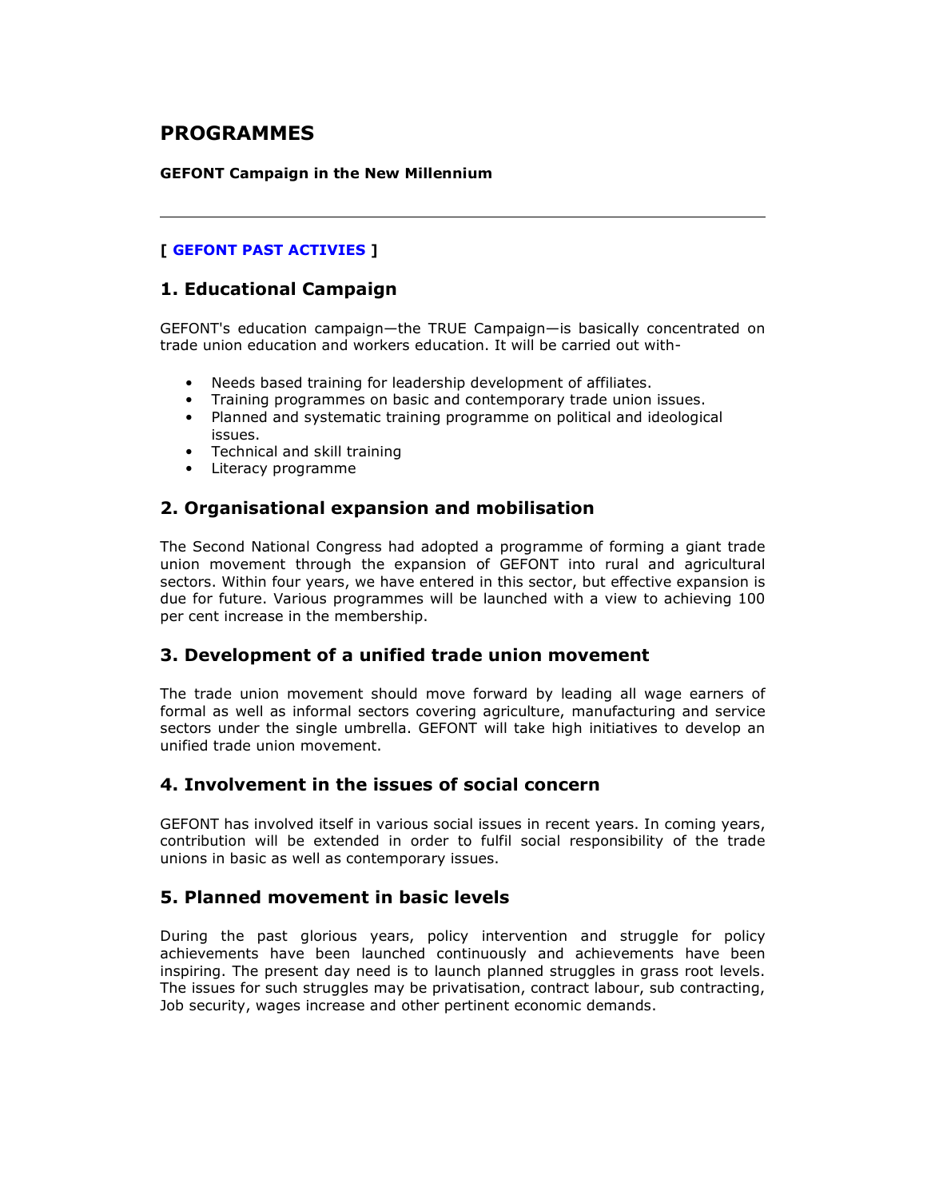# PROGRAMMES

**GEFONT Campaign in the New Millennium**

---

**[ GEFONT PAST ACTIVIES ]**

## 1. Educational Campaign

GEFONT's education campaign—the TRUE Campaign—is basically concentrated on trade union education and workers education. It will be carried out with-

- Needs based training for leadership development of affiliates.
- Training programmes on basic and contemporary trade union issues.
- Planned and systematic training programme on political and ideological issues.
- Technical and skill training
- Literacy programme

## 2. Organisational expansion and mobilisation

The Second National Congress had adopted a programme of forming a giant trade union movement through the expansion of GEFONT into rural and agricultural sectors. Within four years, we have entered in this sector, but effective expansion is due for future. Various programmes will be launched with a view to achieving 100 per cent increase in the membership.

## 3. Development of a unified trade union movement

The trade union movement should move forward by leading all wage earners of formal as well as informal sectors covering agriculture, manufacturing and service sectors under the single umbrella. GEFONT will take high initiatives to develop an unified trade union movement.

## 4. Involvement in the issues of social concern

GEFONT has involved itself in various social issues in recent years. In coming years, contribution will be extended in order to fulfil social responsibility of the trade unions in basic as well as contemporary issues.

## 5. Planned movement in basic levels

During the past glorious years, policy intervention and struggle for policy achievements have been launched continuously and achievements have been inspiring. The present day need is to launch planned struggles in grass root levels. The issues for such struggles may be privatisation, contract labour, sub contracting, Job security, wages increase and other pertinent economic demands.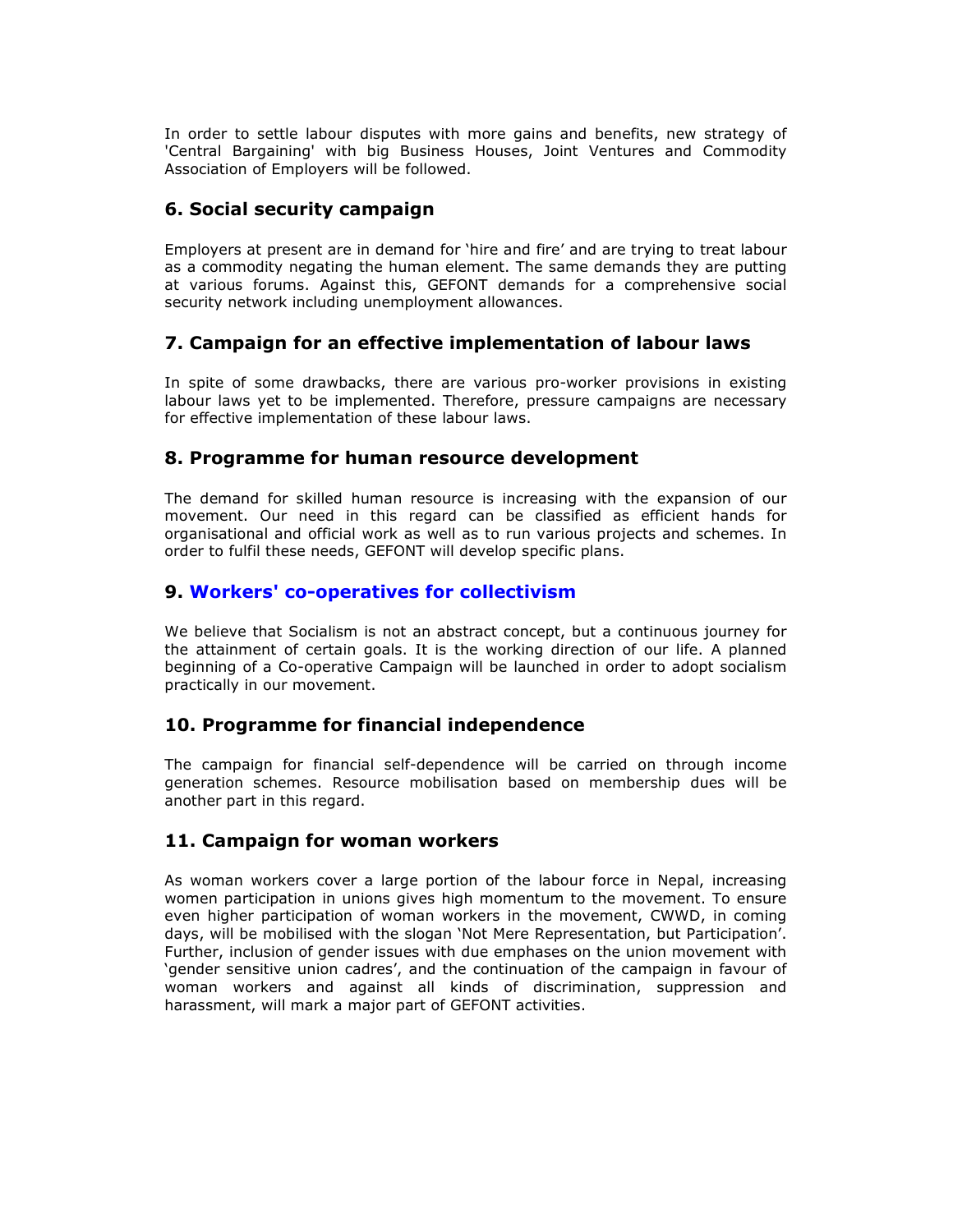In order to settle labour disputes with more gains and benefits, new strategy of 'Central Bargaining' with big Business Houses, Joint Ventures and Commodity Association of Employers will be followed.

## 6. Social security campaign

Employers at present are in demand for 'hire and fire' and are trying to treat labour as a commodity negating the human element. The same demands they are putting at various forums. Against this, GEFONT demands for a comprehensive social security network including unemployment allowances.

## 7. Campaign for an effective implementation of labour laws

In spite of some drawbacks, there are various pro-worker provisions in existing labour laws yet to be implemented. Therefore, pressure campaigns are necessary for effective implementation of these labour laws.

## 8. Programme for human resource development

The demand for skilled human resource is increasing with the expansion of our movement. Our need in this regard can be classified as efficient hands for organisational and official work as well as to run various projects and schemes. In order to fulfil these needs, GEFONT will develop specific plans.

## 9. Workers' co-operatives for collectivism

We believe that Socialism is not an abstract concept, but a continuous journey for the attainment of certain goals. It is the working direction of our life. A planned beginning of a Co-operative Campaign will be launched in order to adopt socialism practically in our movement.

## 10. Programme for financial independence

The campaign for financial self-dependence will be carried on through income generation schemes. Resource mobilisation based on membership dues will be another part in this regard.

## 11. Campaign for woman workers

As woman workers cover a large portion of the labour force in Nepal, increasing women participation in unions gives high momentum to the movement. To ensure even higher participation of woman workers in the movement, CWWD, in coming days, will be mobilised with the slogan 'Not Mere Representation, but Participation'. Further, inclusion of gender issues with due emphases on the union movement with 'gender sensitive union cadres', and the continuation of the campaign in favour of woman workers and against all kinds of discrimination, suppression and harassment, will mark a major part of GEFONT activities.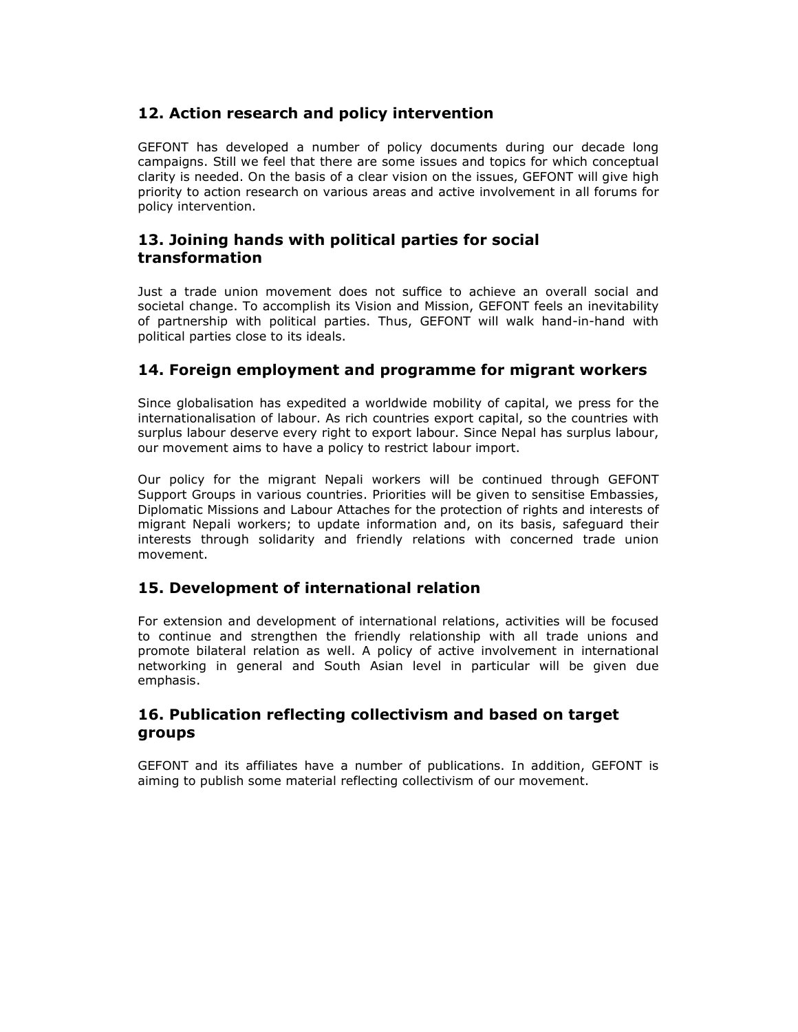## 12. Action research and policy intervention

GEFONT has developed a number of policy documents during our decade long campaigns. Still we feel that there are some issues and topics for which conceptual clarity is needed. On the basis of a clear vision on the issues, GEFONT will give high priority to action research on various areas and active involvement in all forums for policy intervention.

## 13. Joining hands with political parties for social transformation

Just a trade union movement does not suffice to achieve an overall social and societal change. To accomplish its Vision and Mission, GEFONT feels an inevitability of partnership with political parties. Thus, GEFONT will walk hand-in-hand with political parties close to its ideals.

## 14. Foreign employment and programme for migrant workers

Since globalisation has expedited a worldwide mobility of capital, we press for the internationalisation of labour. As rich countries export capital, so the countries with surplus labour deserve every right to export labour. Since Nepal has surplus labour, our movement aims to have a policy to restrict labour import.

Our policy for the migrant Nepali workers will be continued through GEFONT Support Groups in various countries. Priorities will be given to sensitise Embassies, Diplomatic Missions and Labour Attaches for the protection of rights and interests of migrant Nepali workers; to update information and, on its basis, safeguard their interests through solidarity and friendly relations with concerned trade union movement.

## 15. Development of international relation

For extension and development of international relations, activities will be focused to continue and strengthen the friendly relationship with all trade unions and promote bilateral relation as well. A policy of active involvement in international networking in general and South Asian level in particular will be given due emphasis.

## 16. Publication reflecting collectivism and based on target groups

GEFONT and its affiliates have a number of publications. In addition, GEFONT is aiming to publish some material reflecting collectivism of our movement.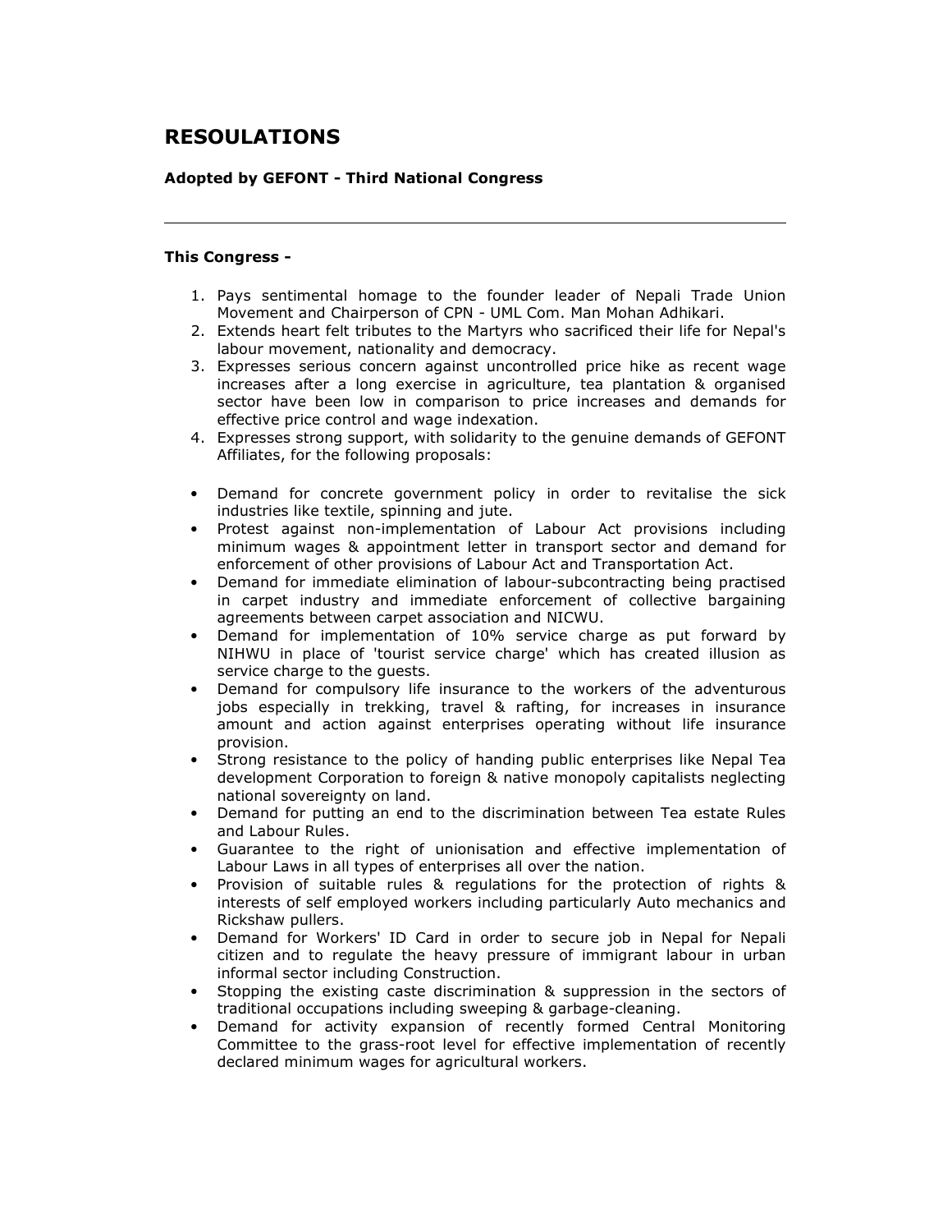## RESOULATIONS

**Adopted by GEFONT - Third National Congress**

---

**This Congress -**

1. Pays sentimental homage to the founder leader of Nepali Trade Union Movement and Chairperson of CPN - UML Com. Man Mohan Adhikari.
2. Extends heart felt tributes to the Martyrs who sacrificed their life for Nepal's labour movement, nationality and democracy.
3. Expresses serious concern against uncontrolled price hike as recent wage increases after a long exercise in agriculture, tea plantation & organised sector have been low in comparison to price increases and demands for effective price control and wage indexation.
4. Expresses strong support, with solidarity to the genuine demands of GEFONT Affiliates, for the following proposals:

- Demand for concrete government policy in order to revitalise the sick industries like textile, spinning and jute.
- Protest against non-implementation of Labour Act provisions including minimum wages & appointment letter in transport sector and demand for enforcement of other provisions of Labour Act and Transportation Act.
- Demand for immediate elimination of labour-subcontracting being practised in carpet industry and immediate enforcement of collective bargaining agreements between carpet association and NICWU.
- Demand for implementation of 10% service charge as put forward by NIHWU in place of 'tourist service charge' which has created illusion as service charge to the guests.
- Demand for compulsory life insurance to the workers of the adventurous jobs especially in trekking, travel & rafting, for increases in insurance amount and action against enterprises operating without life insurance provision.
- Strong resistance to the policy of handing public enterprises like Nepal Tea development Corporation to foreign & native monopoly capitalists neglecting national sovereignty on land.
- Demand for putting an end to the discrimination between Tea estate Rules and Labour Rules.
- Guarantee to the right of unionisation and effective implementation of Labour Laws in all types of enterprises all over the nation.
- Provision of suitable rules & regulations for the protection of rights & interests of self employed workers including particularly Auto mechanics and Rickshaw pullers.
- Demand for Workers' ID Card in order to secure job in Nepal for Nepali citizen and to regulate the heavy pressure of immigrant labour in urban informal sector including Construction.
- Stopping the existing caste discrimination & suppression in the sectors of traditional occupations including sweeping & garbage-cleaning.
- Demand for activity expansion of recently formed Central Monitoring Committee to the grass-root level for effective implementation of recently declared minimum wages for agricultural workers.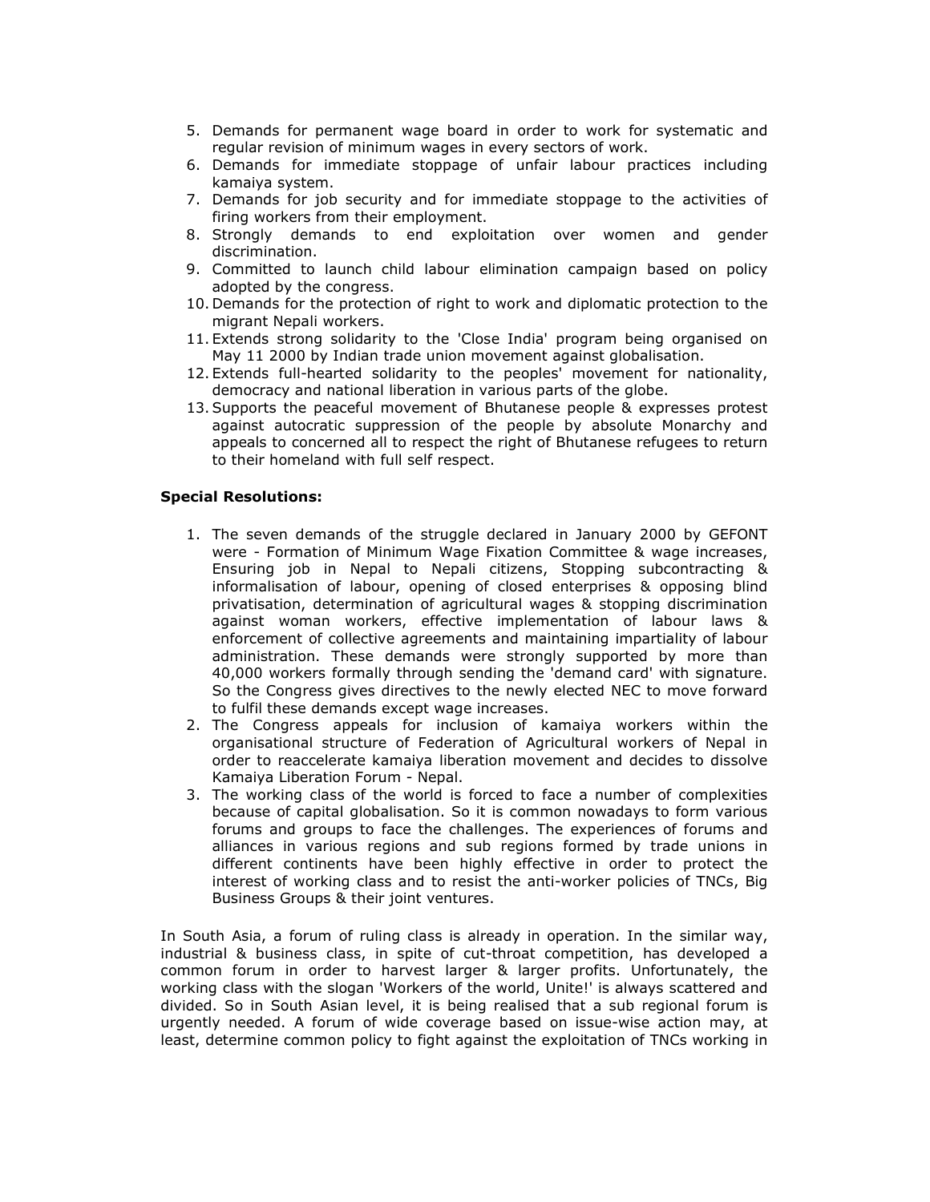5. Demands for permanent wage board in order to work for systematic and regular revision of minimum wages in every sectors of work.
6. Demands for immediate stoppage of unfair labour practices including kamaiya system.
7. Demands for job security and for immediate stoppage to the activities of firing workers from their employment.
8. Strongly demands to end exploitation over women and gender discrimination.
9. Committed to launch child labour elimination campaign based on policy adopted by the congress.
10. Demands for the protection of right to work and diplomatic protection to the migrant Nepali workers.
11. Extends strong solidarity to the 'Close India' program being organised on May 11 2000 by Indian trade union movement against globalisation.
12. Extends full-hearted solidarity to the peoples' movement for nationality, democracy and national liberation in various parts of the globe.
13. Supports the peaceful movement of Bhutanese people & expresses protest against autocratic suppression of the people by absolute Monarchy and appeals to concerned all to respect the right of Bhutanese refugees to return to their homeland with full self respect.

**Special Resolutions:**

1. The seven demands of the struggle declared in January 2000 by GEFONT were - Formation of Minimum Wage Fixation Committee & wage increases, Ensuring job in Nepal to Nepali citizens, Stopping subcontracting & informalisation of labour, opening of closed enterprises & opposing blind privatisation, determination of agricultural wages & stopping discrimination against woman workers, effective implementation of labour laws & enforcement of collective agreements and maintaining impartiality of labour administration. These demands were strongly supported by more than 40,000 workers formally through sending the 'demand card' with signature. So the Congress gives directives to the newly elected NEC to move forward to fulfil these demands except wage increases.
2. The Congress appeals for inclusion of kamaiya workers within the organisational structure of Federation of Agricultural workers of Nepal in order to reaccelerate kamaiya liberation movement and decides to dissolve Kamaiya Liberation Forum - Nepal.
3. The working class of the world is forced to face a number of complexities because of capital globalisation. So it is common nowadays to form various forums and groups to face the challenges. The experiences of forums and alliances in various regions and sub regions formed by trade unions in different continents have been highly effective in order to protect the interest of working class and to resist the anti-worker policies of TNCs, Big Business Groups & their joint ventures.

In South Asia, a forum of ruling class is already in operation. In the similar way, industrial & business class, in spite of cut-throat competition, has developed a common forum in order to harvest larger & larger profits. Unfortunately, the working class with the slogan 'Workers of the world, Unite!' is always scattered and divided. So in South Asian level, it is being realised that a sub regional forum is urgently needed. A forum of wide coverage based on issue-wise action may, at least, determine common policy to fight against the exploitation of TNCs working in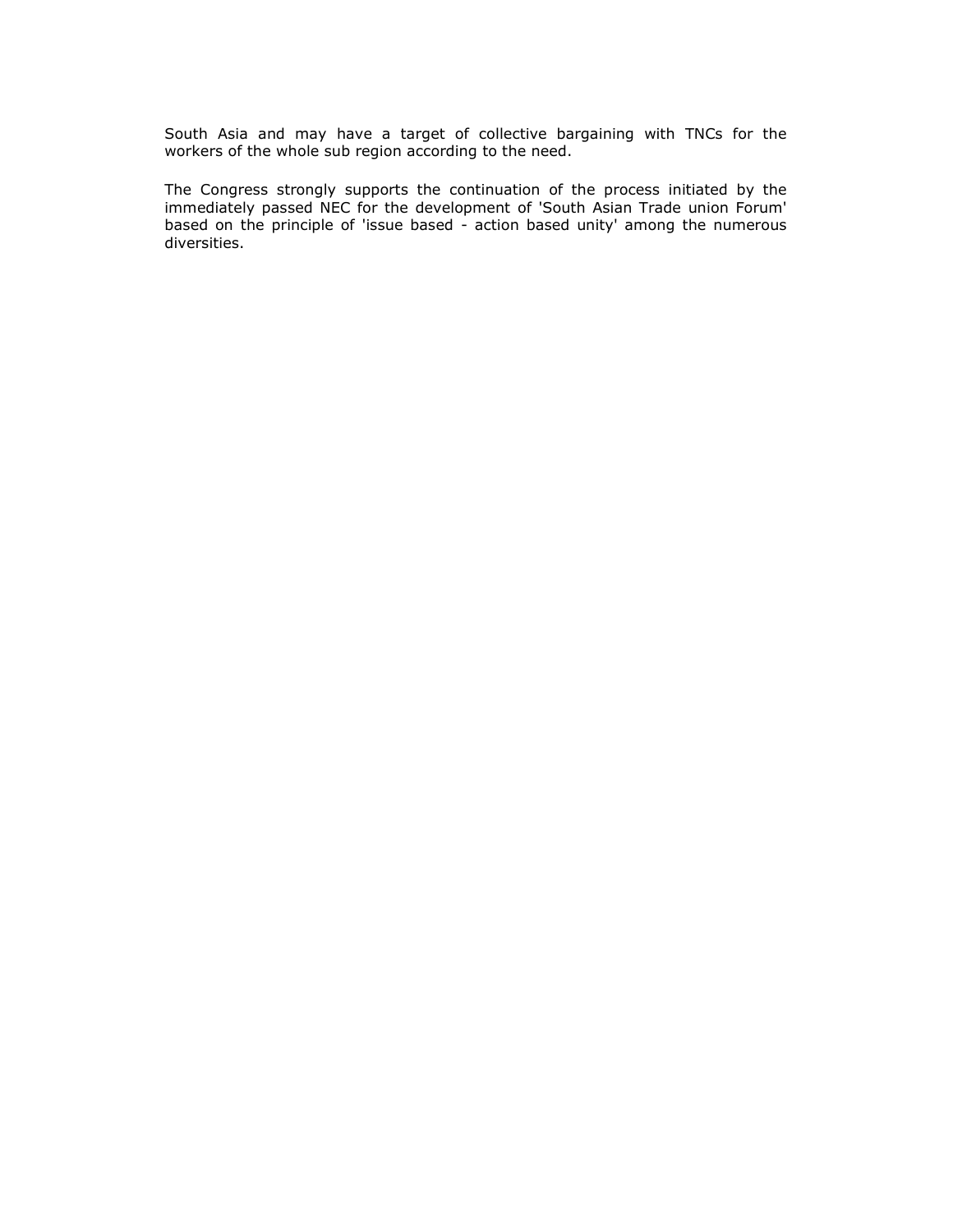South Asia and may have a target of collective bargaining with TNCs for the workers of the whole sub region according to the need.

The Congress strongly supports the continuation of the process initiated by the immediately passed NEC for the development of 'South Asian Trade union Forum' based on the principle of 'issue based - action based unity' among the numerous diversities.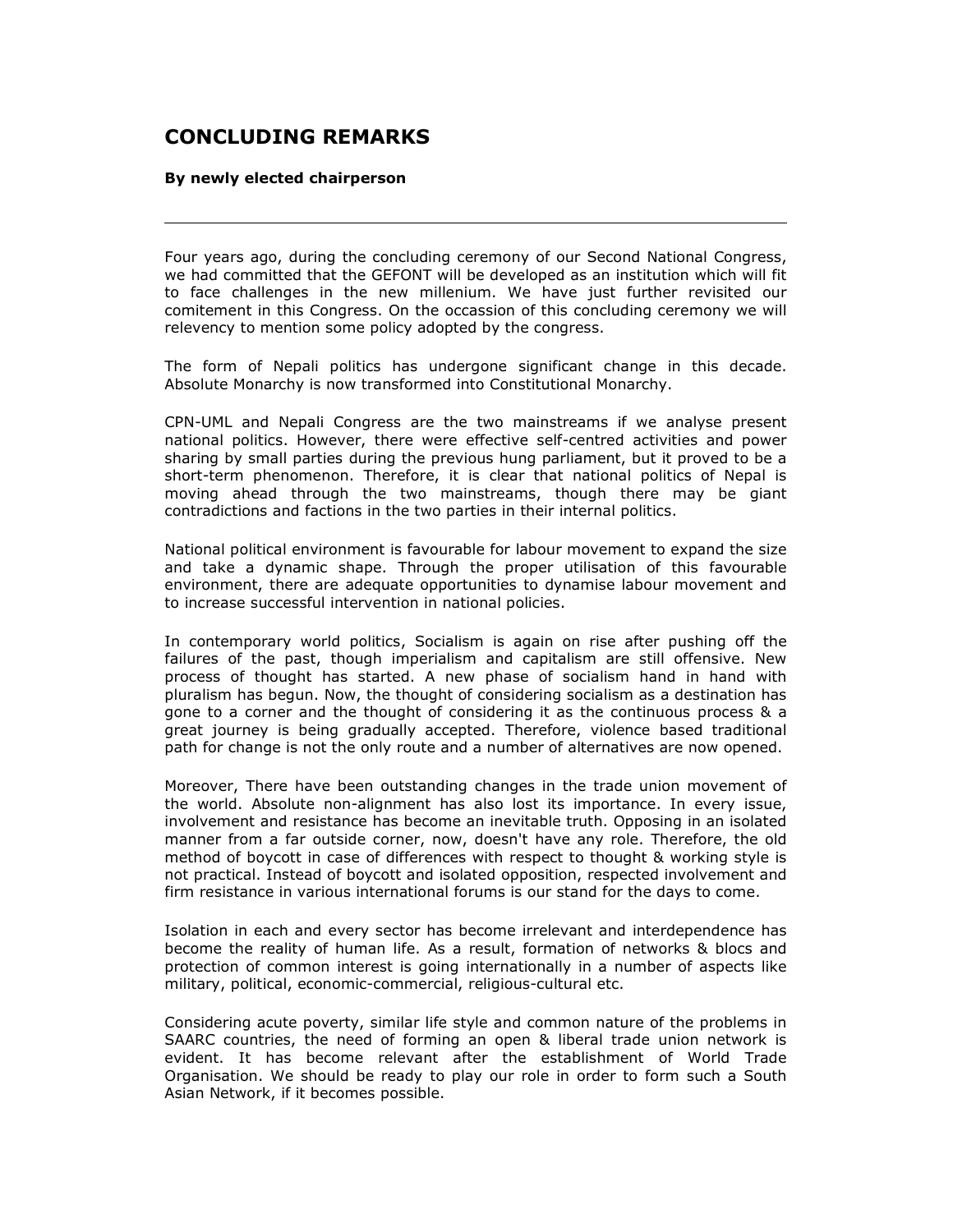# CONCLUDING REMARKS

**By newly elected chairperson**

---

Four years ago, during the concluding ceremony of our Second National Congress, we had committed that the GEFONT will be developed as an institution which will fit to face challenges in the new millenium. We have just further revisited our comitement in this Congress. On the occassion of this concluding ceremony we will relevency to mention some policy adopted by the congress.

The form of Nepali politics has undergone significant change in this decade. Absolute Monarchy is now transformed into Constitutional Monarchy.

CPN-UML and Nepali Congress are the two mainstreams if we analyse present national politics. However, there were effective self-centred activities and power sharing by small parties during the previous hung parliament, but it proved to be a short-term phenomenon. Therefore, it is clear that national politics of Nepal is moving ahead through the two mainstreams, though there may be giant contradictions and factions in the two parties in their internal politics.

National political environment is favourable for labour movement to expand the size and take a dynamic shape. Through the proper utilisation of this favourable environment, there are adequate opportunities to dynamise labour movement and to increase successful intervention in national policies.

In contemporary world politics, Socialism is again on rise after pushing off the failures of the past, though imperialism and capitalism are still offensive. New process of thought has started. A new phase of socialism hand in hand with pluralism has begun. Now, the thought of considering socialism as a destination has gone to a corner and the thought of considering it as the continuous process & a great journey is being gradually accepted. Therefore, violence based traditional path for change is not the only route and a number of alternatives are now opened.

Moreover, There have been outstanding changes in the trade union movement of the world. Absolute non-alignment has also lost its importance. In every issue, involvement and resistance has become an inevitable truth. Opposing in an isolated manner from a far outside corner, now, doesn't have any role. Therefore, the old method of boycott in case of differences with respect to thought & working style is not practical. Instead of boycott and isolated opposition, respected involvement and firm resistance in various international forums is our stand for the days to come.

Isolation in each and every sector has become irrelevant and interdependence has become the reality of human life. As a result, formation of networks & blocs and protection of common interest is going internationally in a number of aspects like military, political, economic-commercial, religious-cultural etc.

Considering acute poverty, similar life style and common nature of the problems in SAARC countries, the need of forming an open & liberal trade union network is evident. It has become relevant after the establishment of World Trade Organisation. We should be ready to play our role in order to form such a South Asian Network, if it becomes possible.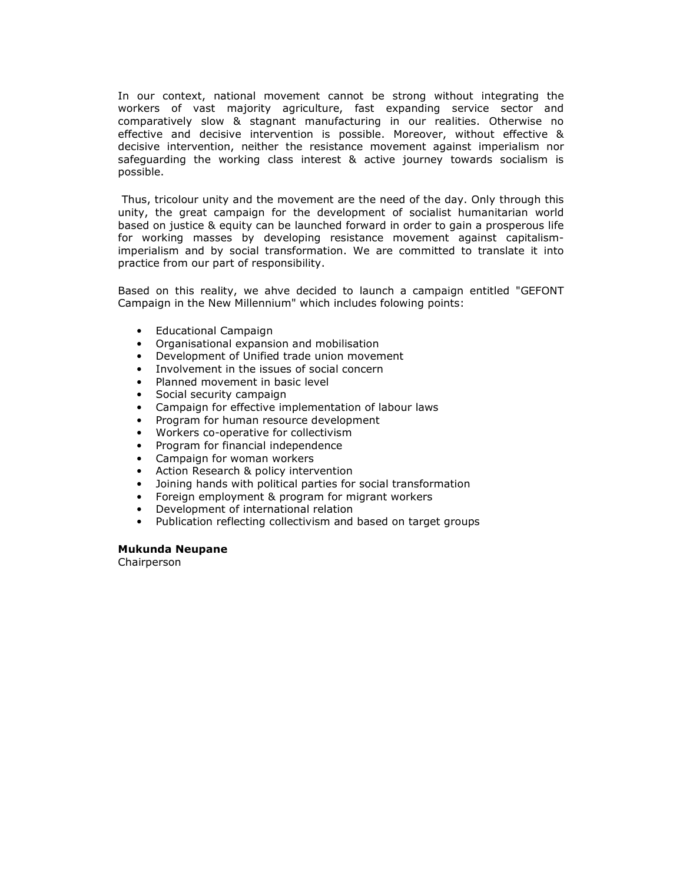In our context, national movement cannot be strong without integrating the workers of vast majority agriculture, fast expanding service sector and comparatively slow & stagnant manufacturing in our realities. Otherwise no effective and decisive intervention is possible. Moreover, without effective & decisive intervention, neither the resistance movement against imperialism nor safeguarding the working class interest & active journey towards socialism is possible.

Thus, tricolour unity and the movement are the need of the day. Only through this unity, the great campaign for the development of socialist humanitarian world based on justice & equity can be launched forward in order to gain a prosperous life for working masses by developing resistance movement against capitalism-imperialism and by social transformation. We are committed to translate it into practice from our part of responsibility.

Based on this reality, we ahve decided to launch a campaign entitled "GEFONT Campaign in the New Millennium" which includes folowing points:

- Educational Campaign
- Organisational expansion and mobilisation
- Development of Unified trade union movement
- Involvement in the issues of social concern
- Planned movement in basic level
- Social security campaign
- Campaign for effective implementation of labour laws
- Program for human resource development
- Workers co-operative for collectivism
- Program for financial independence
- Campaign for woman workers
- Action Research & policy intervention
- Joining hands with political parties for social transformation
- Foreign employment & program for migrant workers
- Development of international relation
- Publication reflecting collectivism and based on target groups

**Mukunda Neupane**
Chairperson